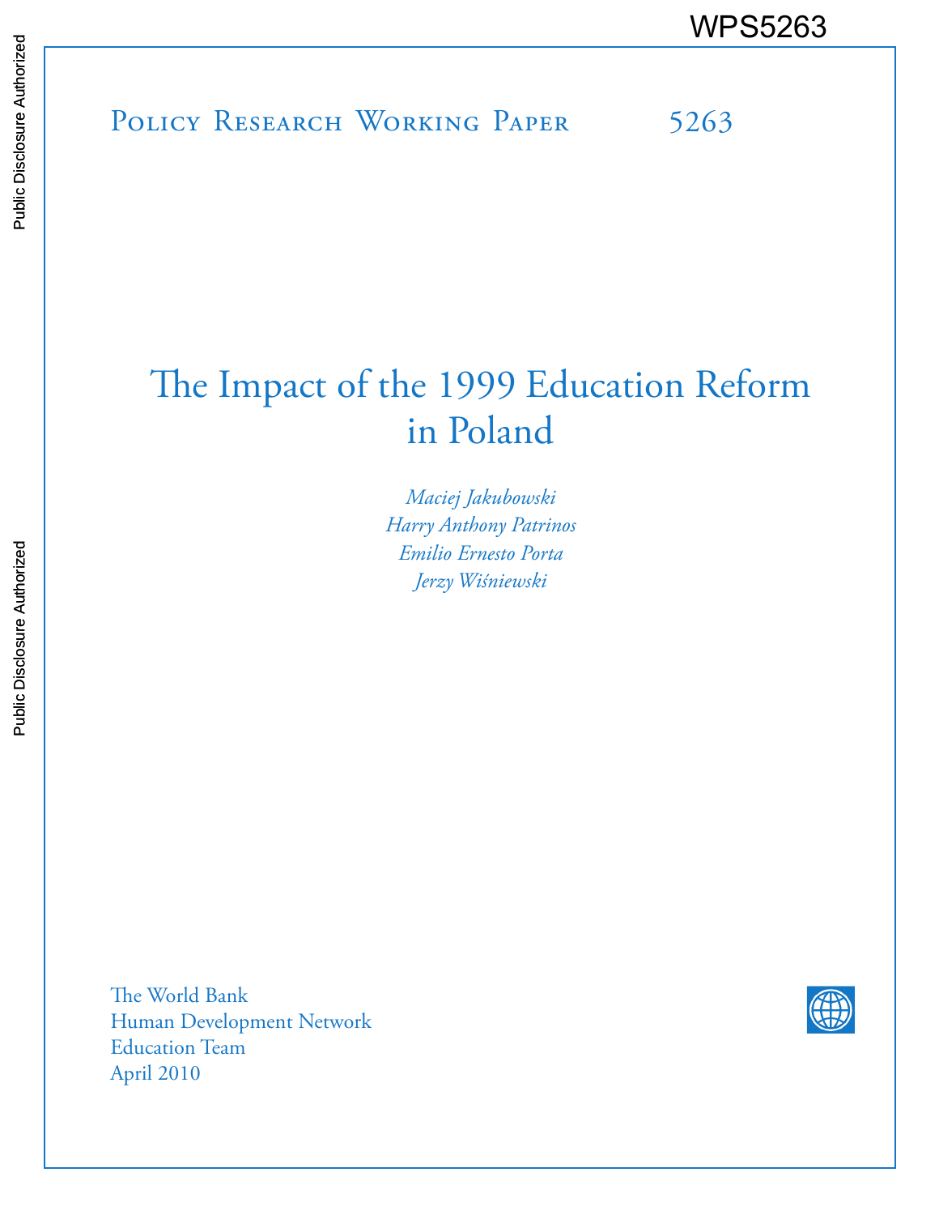WPS5263

Policy Research Working Paper 5263

# The Impact of the 1999 Education Reform in Poland

*Maciej Jakubowski*
*Harry Anthony Patrinos*
*Emilio Ernesto Porta*
*Jerzy Wiśniewski*

The World Bank
Human Development Network
Education Team
April 2010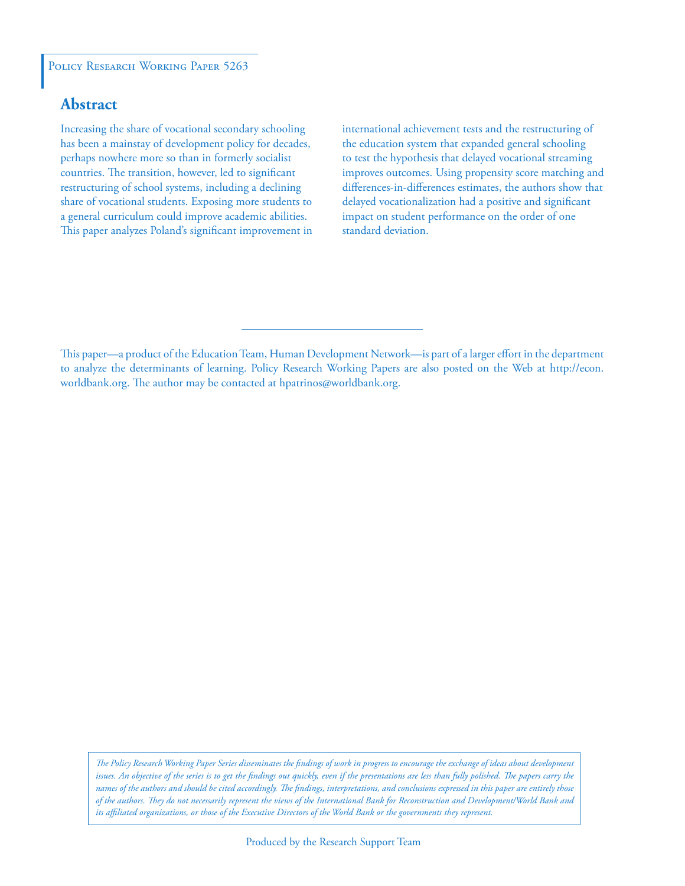Policy Research Working Paper 5263

## Abstract

Increasing the share of vocational secondary schooling has been a mainstay of development policy for decades, perhaps nowhere more so than in formerly socialist countries. The transition, however, led to significant restructuring of school systems, including a declining share of vocational students. Exposing more students to a general curriculum could improve academic abilities. This paper analyzes Poland's significant improvement in international achievement tests and the restructuring of the education system that expanded general schooling to test the hypothesis that delayed vocational streaming improves outcomes. Using propensity score matching and differences-in-differences estimates, the authors show that delayed vocationalization had a positive and significant impact on student performance on the order of one standard deviation.

This paper—a product of the Education Team, Human Development Network—is part of a larger effort in the department to analyze the determinants of learning. Policy Research Working Papers are also posted on the Web at http://econ.worldbank.org. The author may be contacted at hpatrinos@worldbank.org.

*The Policy Research Working Paper Series disseminates the findings of work in progress to encourage the exchange of ideas about development issues. An objective of the series is to get the findings out quickly, even if the presentations are less than fully polished. The papers carry the names of the authors and should be cited accordingly. The findings, interpretations, and conclusions expressed in this paper are entirely those of the authors. They do not necessarily represent the views of the International Bank for Reconstruction and Development/World Bank and its affiliated organizations, or those of the Executive Directors of the World Bank or the governments they represent.*

Produced by the Research Support Team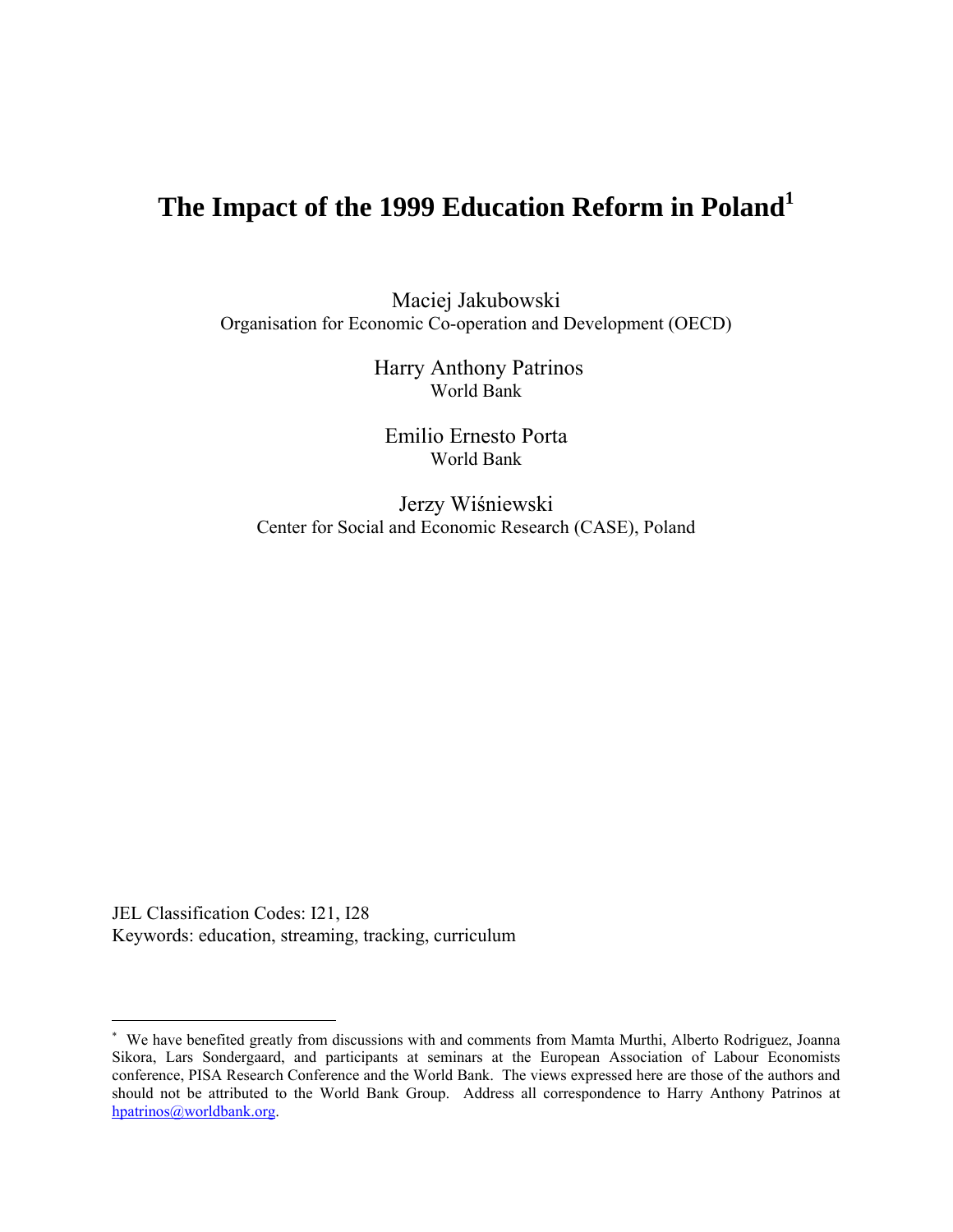# The Impact of the 1999 Education Reform in Poland[1]

Maciej Jakubowski
Organisation for Economic Co-operation and Development (OECD)

Harry Anthony Patrinos
World Bank

Emilio Ernesto Porta
World Bank

Jerzy Wiśniewski
Center for Social and Economic Research (CASE), Poland

JEL Classification Codes: I21, I28
Keywords: education, streaming, tracking, curriculum

---

[*] We have benefited greatly from discussions with and comments from Mamta Murthi, Alberto Rodriguez, Joanna Sikora, Lars Sondergaard, and participants at seminars at the European Association of Labour Economists conference, PISA Research Conference and the World Bank. The views expressed here are those of the authors and should not be attributed to the World Bank Group. Address all correspondence to Harry Anthony Patrinos at hpatrinos@worldbank.org.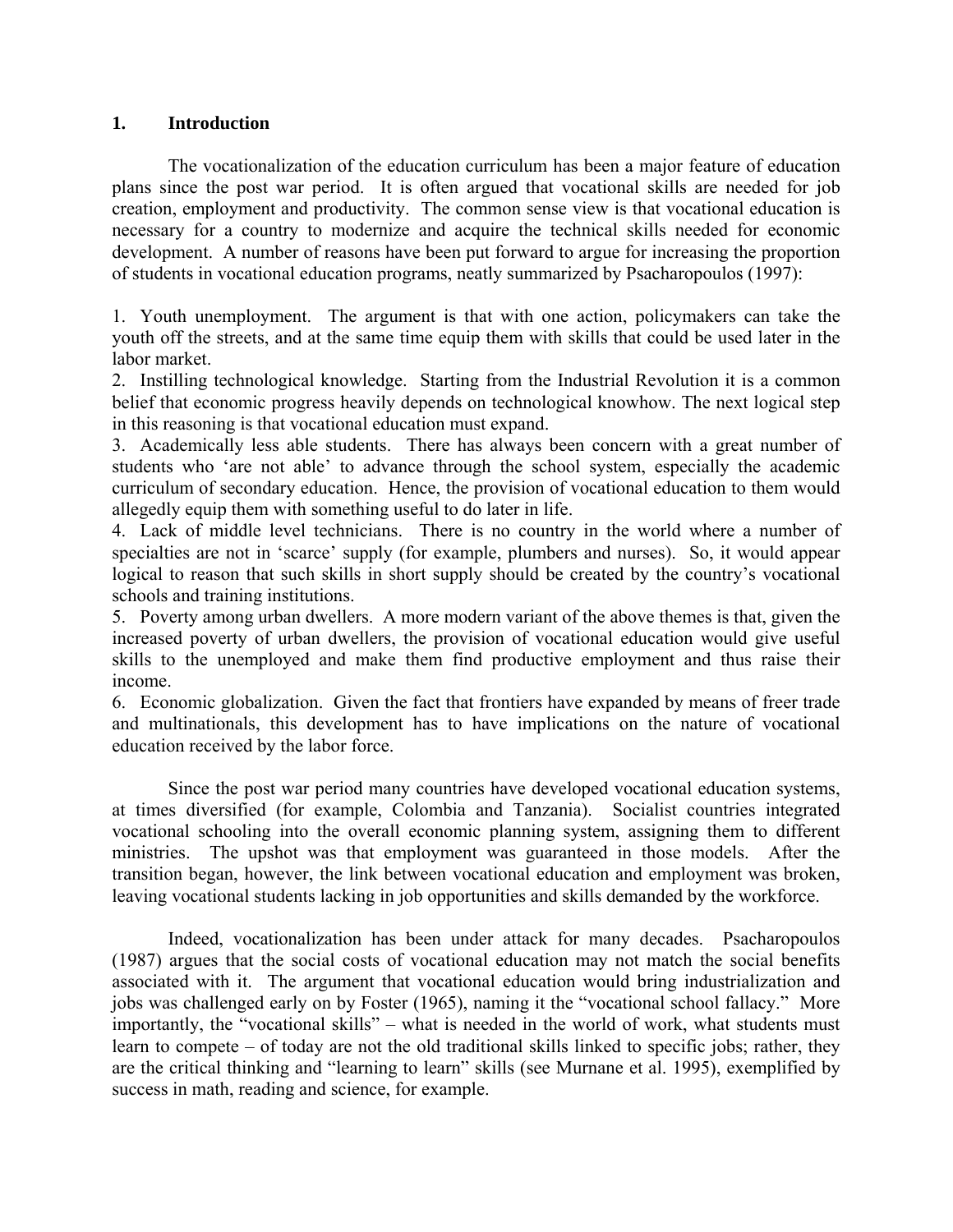## 1. Introduction

The vocationalization of the education curriculum has been a major feature of education plans since the post war period. It is often argued that vocational skills are needed for job creation, employment and productivity. The common sense view is that vocational education is necessary for a country to modernize and acquire the technical skills needed for economic development. A number of reasons have been put forward to argue for increasing the proportion of students in vocational education programs, neatly summarized by Psacharopoulos (1997):

1. Youth unemployment. The argument is that with one action, policymakers can take the youth off the streets, and at the same time equip them with skills that could be used later in the labor market.
2. Instilling technological knowledge. Starting from the Industrial Revolution it is a common belief that economic progress heavily depends on technological knowhow. The next logical step in this reasoning is that vocational education must expand.
3. Academically less able students. There has always been concern with a great number of students who 'are not able' to advance through the school system, especially the academic curriculum of secondary education. Hence, the provision of vocational education to them would allegedly equip them with something useful to do later in life.
4. Lack of middle level technicians. There is no country in the world where a number of specialties are not in 'scarce' supply (for example, plumbers and nurses). So, it would appear logical to reason that such skills in short supply should be created by the country's vocational schools and training institutions.
5. Poverty among urban dwellers. A more modern variant of the above themes is that, given the increased poverty of urban dwellers, the provision of vocational education would give useful skills to the unemployed and make them find productive employment and thus raise their income.
6. Economic globalization. Given the fact that frontiers have expanded by means of freer trade and multinationals, this development has to have implications on the nature of vocational education received by the labor force.

Since the post war period many countries have developed vocational education systems, at times diversified (for example, Colombia and Tanzania). Socialist countries integrated vocational schooling into the overall economic planning system, assigning them to different ministries. The upshot was that employment was guaranteed in those models. After the transition began, however, the link between vocational education and employment was broken, leaving vocational students lacking in job opportunities and skills demanded by the workforce.

Indeed, vocationalization has been under attack for many decades. Psacharopoulos (1987) argues that the social costs of vocational education may not match the social benefits associated with it. The argument that vocational education would bring industrialization and jobs was challenged early on by Foster (1965), naming it the "vocational school fallacy." More importantly, the "vocational skills" – what is needed in the world of work, what students must learn to compete – of today are not the old traditional skills linked to specific jobs; rather, they are the critical thinking and "learning to learn" skills (see Murnane et al. 1995), exemplified by success in math, reading and science, for example.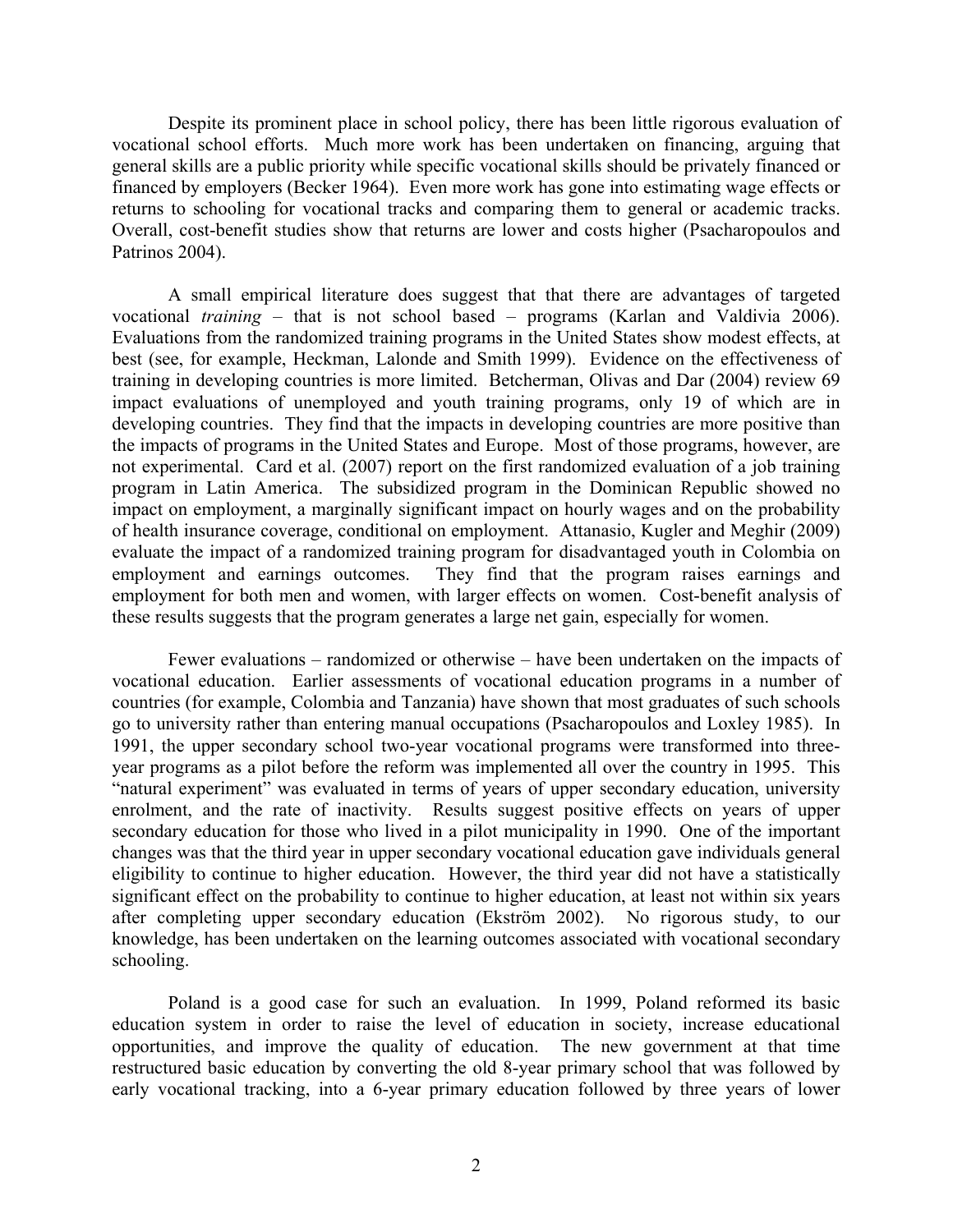Despite its prominent place in school policy, there has been little rigorous evaluation of vocational school efforts. Much more work has been undertaken on financing, arguing that general skills are a public priority while specific vocational skills should be privately financed or financed by employers (Becker 1964). Even more work has gone into estimating wage effects or returns to schooling for vocational tracks and comparing them to general or academic tracks. Overall, cost-benefit studies show that returns are lower and costs higher (Psacharopoulos and Patrinos 2004).

A small empirical literature does suggest that that there are advantages of targeted vocational *training* – that is not school based – programs (Karlan and Valdivia 2006). Evaluations from the randomized training programs in the United States show modest effects, at best (see, for example, Heckman, Lalonde and Smith 1999). Evidence on the effectiveness of training in developing countries is more limited. Betcherman, Olivas and Dar (2004) review 69 impact evaluations of unemployed and youth training programs, only 19 of which are in developing countries. They find that the impacts in developing countries are more positive than the impacts of programs in the United States and Europe. Most of those programs, however, are not experimental. Card et al. (2007) report on the first randomized evaluation of a job training program in Latin America. The subsidized program in the Dominican Republic showed no impact on employment, a marginally significant impact on hourly wages and on the probability of health insurance coverage, conditional on employment. Attanasio, Kugler and Meghir (2009) evaluate the impact of a randomized training program for disadvantaged youth in Colombia on employment and earnings outcomes. They find that the program raises earnings and employment for both men and women, with larger effects on women. Cost-benefit analysis of these results suggests that the program generates a large net gain, especially for women.

Fewer evaluations – randomized or otherwise – have been undertaken on the impacts of vocational education. Earlier assessments of vocational education programs in a number of countries (for example, Colombia and Tanzania) have shown that most graduates of such schools go to university rather than entering manual occupations (Psacharopoulos and Loxley 1985). In 1991, the upper secondary school two-year vocational programs were transformed into three-year programs as a pilot before the reform was implemented all over the country in 1995. This "natural experiment" was evaluated in terms of years of upper secondary education, university enrolment, and the rate of inactivity. Results suggest positive effects on years of upper secondary education for those who lived in a pilot municipality in 1990. One of the important changes was that the third year in upper secondary vocational education gave individuals general eligibility to continue to higher education. However, the third year did not have a statistically significant effect on the probability to continue to higher education, at least not within six years after completing upper secondary education (Ekström 2002). No rigorous study, to our knowledge, has been undertaken on the learning outcomes associated with vocational secondary schooling.

Poland is a good case for such an evaluation. In 1999, Poland reformed its basic education system in order to raise the level of education in society, increase educational opportunities, and improve the quality of education. The new government at that time restructured basic education by converting the old 8-year primary school that was followed by early vocational tracking, into a 6-year primary education followed by three years of lower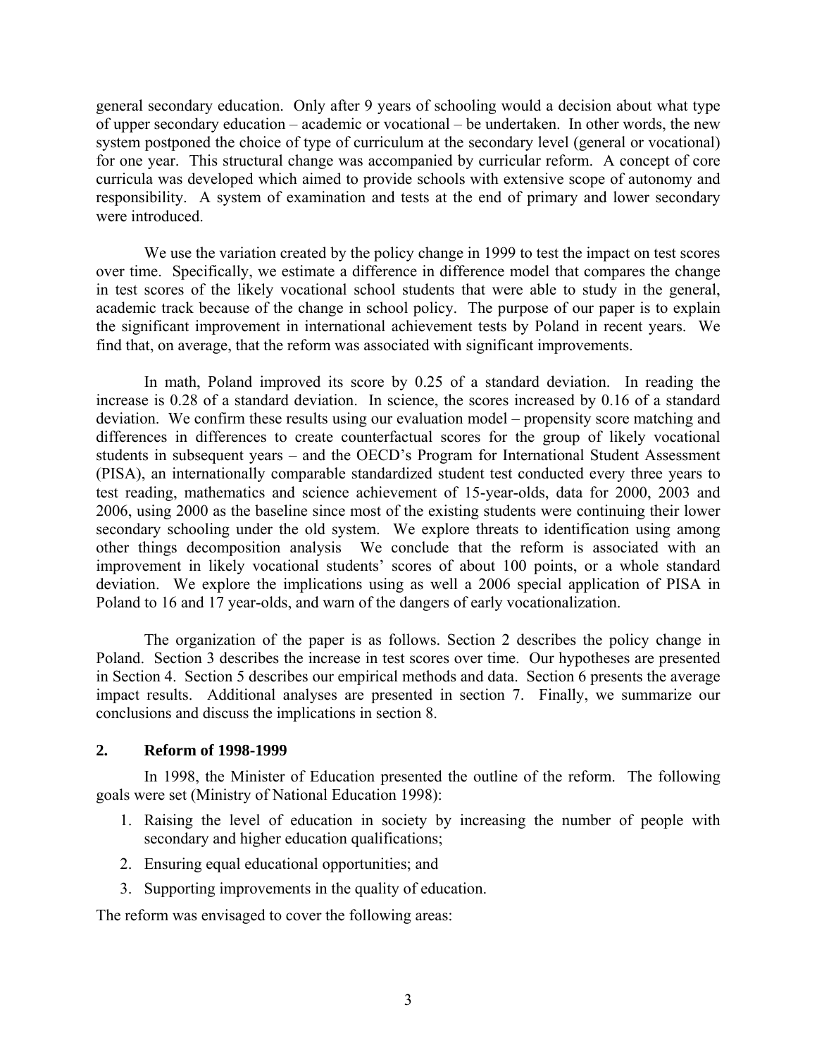general secondary education. Only after 9 years of schooling would a decision about what type of upper secondary education – academic or vocational – be undertaken. In other words, the new system postponed the choice of type of curriculum at the secondary level (general or vocational) for one year. This structural change was accompanied by curricular reform. A concept of core curricula was developed which aimed to provide schools with extensive scope of autonomy and responsibility. A system of examination and tests at the end of primary and lower secondary were introduced.

We use the variation created by the policy change in 1999 to test the impact on test scores over time. Specifically, we estimate a difference in difference model that compares the change in test scores of the likely vocational school students that were able to study in the general, academic track because of the change in school policy. The purpose of our paper is to explain the significant improvement in international achievement tests by Poland in recent years. We find that, on average, that the reform was associated with significant improvements.

In math, Poland improved its score by 0.25 of a standard deviation. In reading the increase is 0.28 of a standard deviation. In science, the scores increased by 0.16 of a standard deviation. We confirm these results using our evaluation model – propensity score matching and differences in differences to create counterfactual scores for the group of likely vocational students in subsequent years – and the OECD's Program for International Student Assessment (PISA), an internationally comparable standardized student test conducted every three years to test reading, mathematics and science achievement of 15-year-olds, data for 2000, 2003 and 2006, using 2000 as the baseline since most of the existing students were continuing their lower secondary schooling under the old system. We explore threats to identification using among other things decomposition analysis We conclude that the reform is associated with an improvement in likely vocational students' scores of about 100 points, or a whole standard deviation. We explore the implications using as well a 2006 special application of PISA in Poland to 16 and 17 year-olds, and warn of the dangers of early vocationalization.

The organization of the paper is as follows. Section 2 describes the policy change in Poland. Section 3 describes the increase in test scores over time. Our hypotheses are presented in Section 4. Section 5 describes our empirical methods and data. Section 6 presents the average impact results. Additional analyses are presented in section 7. Finally, we summarize our conclusions and discuss the implications in section 8.

## 2. Reform of 1998-1999

In 1998, the Minister of Education presented the outline of the reform. The following goals were set (Ministry of National Education 1998):

1. Raising the level of education in society by increasing the number of people with secondary and higher education qualifications;
2. Ensuring equal educational opportunities; and
3. Supporting improvements in the quality of education.

The reform was envisaged to cover the following areas: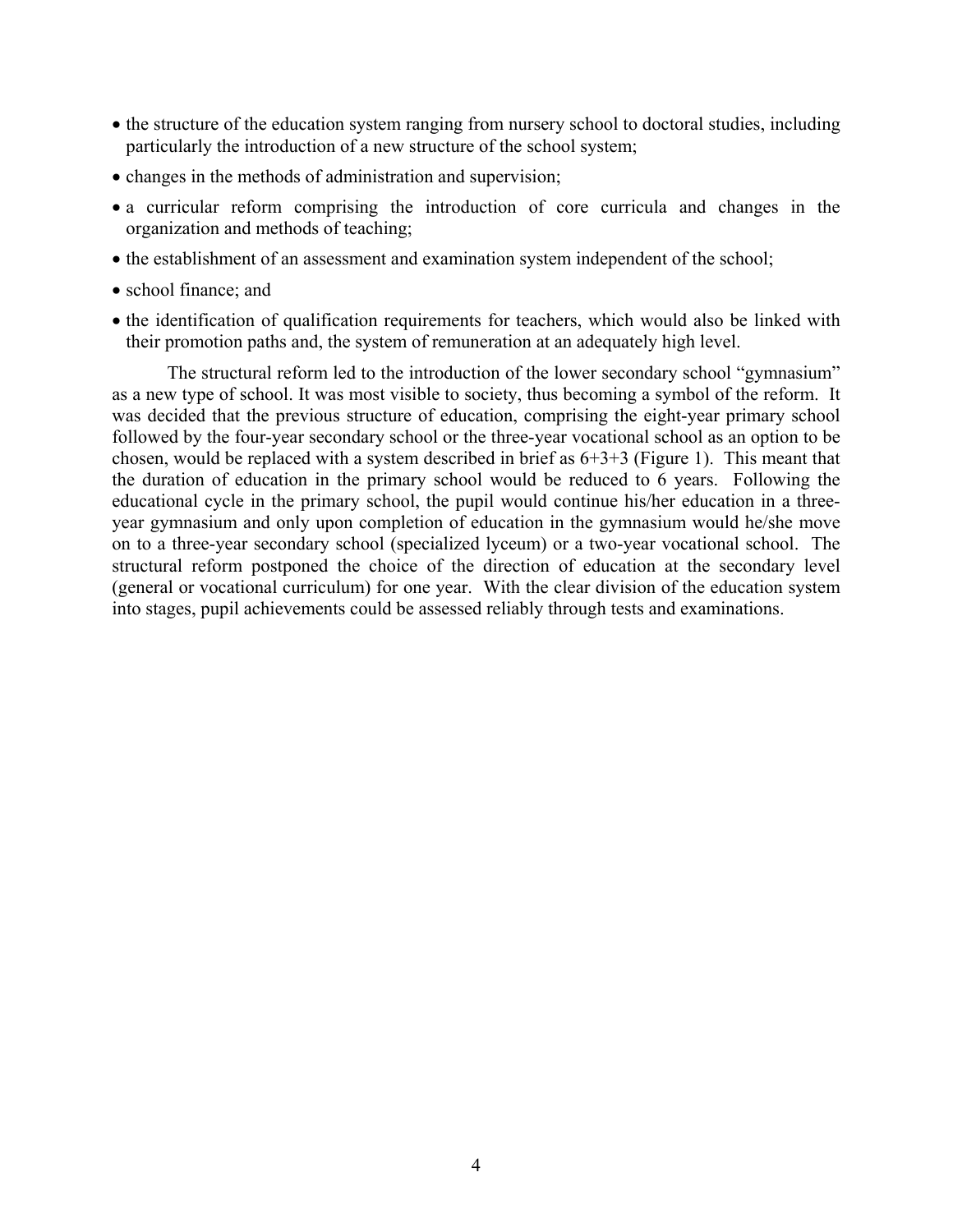- the structure of the education system ranging from nursery school to doctoral studies, including particularly the introduction of a new structure of the school system;
- changes in the methods of administration and supervision;
- a curricular reform comprising the introduction of core curricula and changes in the organization and methods of teaching;
- the establishment of an assessment and examination system independent of the school;
- school finance; and
- the identification of qualification requirements for teachers, which would also be linked with their promotion paths and, the system of remuneration at an adequately high level.

The structural reform led to the introduction of the lower secondary school "gymnasium" as a new type of school. It was most visible to society, thus becoming a symbol of the reform. It was decided that the previous structure of education, comprising the eight-year primary school followed by the four-year secondary school or the three-year vocational school as an option to be chosen, would be replaced with a system described in brief as 6+3+3 (Figure 1). This meant that the duration of education in the primary school would be reduced to 6 years. Following the educational cycle in the primary school, the pupil would continue his/her education in a three-year gymnasium and only upon completion of education in the gymnasium would he/she move on to a three-year secondary school (specialized lyceum) or a two-year vocational school. The structural reform postponed the choice of the direction of education at the secondary level (general or vocational curriculum) for one year. With the clear division of the education system into stages, pupil achievements could be assessed reliably through tests and examinations.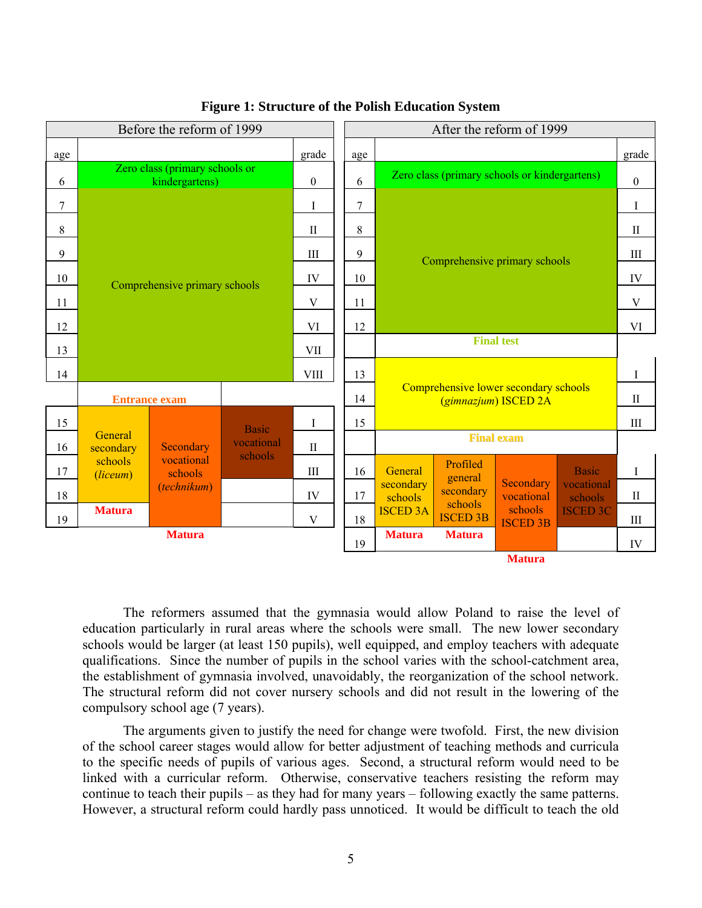**Figure 1: Structure of the Polish Education System**

**Before the reform of 1999**

| age | | | | grade |
|---|---|---|---|---|
| 6 | Zero class (primary schools or kindergartens) | | | 0 |
| 7 | Comprehensive primary schools | | | I |
| 8 | | | | II |
| 9 | | | | III |
| 10 | | | | IV |
| 11 | | | | V |
| 12 | | | | VI |
| 13 | | | | VII |
| 14 | | | | VIII |
| | Entrance exam | | | |
| 15 | General secondary schools (*liceum*) | Secondary vocational schools (*technikum*) | Basic vocational schools | I |
| 16 | | | | II |
| 17 | | | | III |
| 18 | | | | IV |
| 19 | Matura | | | V |
| | | Matura | | |

**After the reform of 1999**

| age | | | | | grade |
|---|---|---|---|---|---|
| 6 | Zero class (primary schools or kindergartens) | | | | 0 |
| 7 | Comprehensive primary schools | | | | I |
| 8 | | | | | II |
| 9 | | | | | III |
| 10 | | | | | IV |
| 11 | | | | | V |
| 12 | | | | | VI |
| | Final test | | | | |
| 13 | Comprehensive lower secondary schools (*gimnazjum*) ISCED 2A | | | | I |
| 14 | | | | | II |
| 15 | | | | | III |
| | Final exam | | | | |
| 16 | General secondary schools ISCED 3A | Profiled general secondary schools ISCED 3B | Secondary vocational schools ISCED 3B | Basic vocational schools ISCED 3C | I |
| 17 | | | | | II |
| 18 | | | | | III |
| 19 | Matura | Matura | | | IV |
| | | | Matura | | |

The reformers assumed that the gymnasia would allow Poland to raise the level of education particularly in rural areas where the schools were small. The new lower secondary schools would be larger (at least 150 pupils), well equipped, and employ teachers with adequate qualifications. Since the number of pupils in the school varies with the school-catchment area, the establishment of gymnasia involved, unavoidably, the reorganization of the school network. The structural reform did not cover nursery schools and did not result in the lowering of the compulsory school age (7 years).

The arguments given to justify the need for change were twofold. First, the new division of the school career stages would allow for better adjustment of teaching methods and curricula to the specific needs of pupils of various ages. Second, a structural reform would need to be linked with a curricular reform. Otherwise, conservative teachers resisting the reform may continue to teach their pupils – as they had for many years – following exactly the same patterns. However, a structural reform could hardly pass unnoticed. It would be difficult to teach the old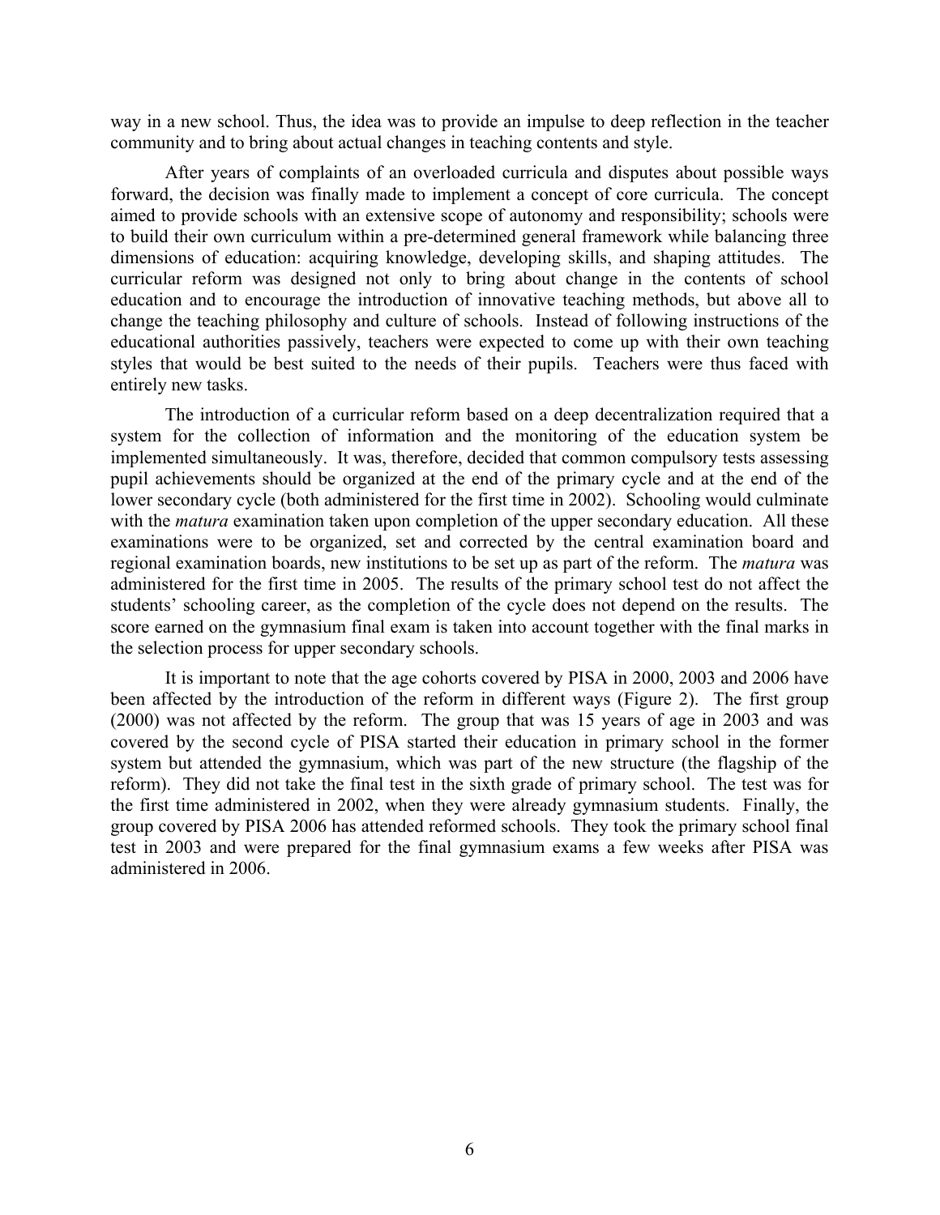way in a new school. Thus, the idea was to provide an impulse to deep reflection in the teacher community and to bring about actual changes in teaching contents and style.

After years of complaints of an overloaded curricula and disputes about possible ways forward, the decision was finally made to implement a concept of core curricula. The concept aimed to provide schools with an extensive scope of autonomy and responsibility; schools were to build their own curriculum within a pre-determined general framework while balancing three dimensions of education: acquiring knowledge, developing skills, and shaping attitudes. The curricular reform was designed not only to bring about change in the contents of school education and to encourage the introduction of innovative teaching methods, but above all to change the teaching philosophy and culture of schools. Instead of following instructions of the educational authorities passively, teachers were expected to come up with their own teaching styles that would be best suited to the needs of their pupils. Teachers were thus faced with entirely new tasks.

The introduction of a curricular reform based on a deep decentralization required that a system for the collection of information and the monitoring of the education system be implemented simultaneously. It was, therefore, decided that common compulsory tests assessing pupil achievements should be organized at the end of the primary cycle and at the end of the lower secondary cycle (both administered for the first time in 2002). Schooling would culminate with the *matura* examination taken upon completion of the upper secondary education. All these examinations were to be organized, set and corrected by the central examination board and regional examination boards, new institutions to be set up as part of the reform. The *matura* was administered for the first time in 2005. The results of the primary school test do not affect the students' schooling career, as the completion of the cycle does not depend on the results. The score earned on the gymnasium final exam is taken into account together with the final marks in the selection process for upper secondary schools.

It is important to note that the age cohorts covered by PISA in 2000, 2003 and 2006 have been affected by the introduction of the reform in different ways (Figure 2). The first group (2000) was not affected by the reform. The group that was 15 years of age in 2003 and was covered by the second cycle of PISA started their education in primary school in the former system but attended the gymnasium, which was part of the new structure (the flagship of the reform). They did not take the final test in the sixth grade of primary school. The test was for the first time administered in 2002, when they were already gymnasium students. Finally, the group covered by PISA 2006 has attended reformed schools. They took the primary school final test in 2003 and were prepared for the final gymnasium exams a few weeks after PISA was administered in 2006.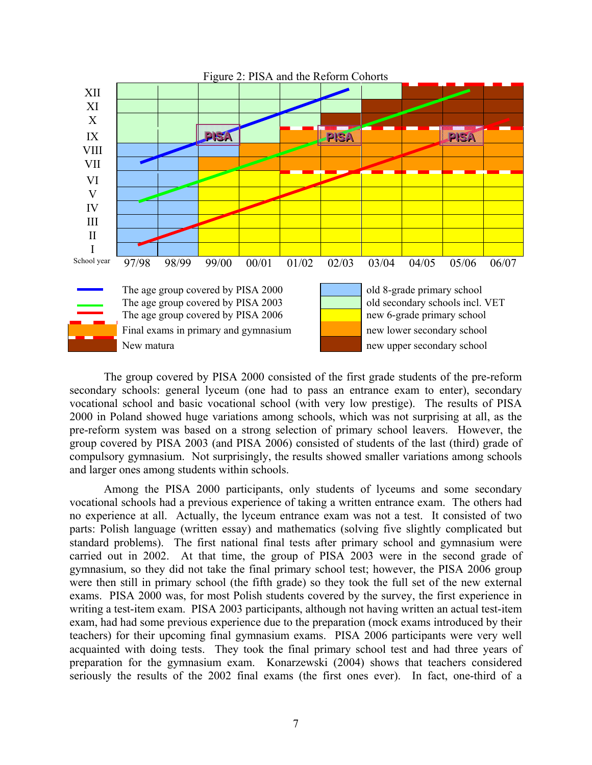Figure 2: PISA and the Reform Cohorts

The group covered by PISA 2000 consisted of the first grade students of the pre-reform secondary schools: general lyceum (one had to pass an entrance exam to enter), secondary vocational school and basic vocational school (with very low prestige). The results of PISA 2000 in Poland showed huge variations among schools, which was not surprising at all, as the pre-reform system was based on a strong selection of primary school leavers. However, the group covered by PISA 2003 (and PISA 2006) consisted of students of the last (third) grade of compulsory gymnasium. Not surprisingly, the results showed smaller variations among schools and larger ones among students within schools.

Among the PISA 2000 participants, only students of lyceums and some secondary vocational schools had a previous experience of taking a written entrance exam. The others had no experience at all. Actually, the lyceum entrance exam was not a test. It consisted of two parts: Polish language (written essay) and mathematics (solving five slightly complicated but standard problems). The first national final tests after primary school and gymnasium were carried out in 2002. At that time, the group of PISA 2003 were in the second grade of gymnasium, so they did not take the final primary school test; however, the PISA 2006 group were then still in primary school (the fifth grade) so they took the full set of the new external exams. PISA 2000 was, for most Polish students covered by the survey, the first experience in writing a test-item exam. PISA 2003 participants, although not having written an actual test-item exam, had had some previous experience due to the preparation (mock exams introduced by their teachers) for their upcoming final gymnasium exams. PISA 2006 participants were very well acquainted with doing tests. They took the final primary school test and had three years of preparation for the gymnasium exam. Konarzewski (2004) shows that teachers considered seriously the results of the 2002 final exams (the first ones ever). In fact, one-third of a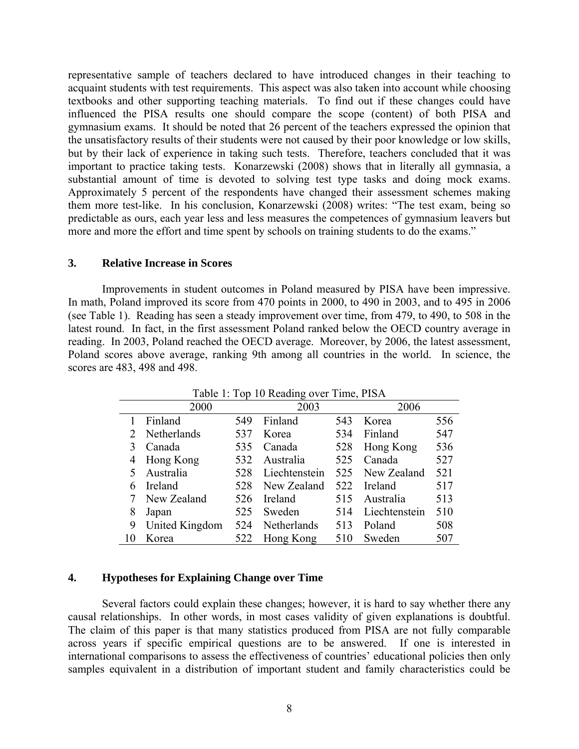representative sample of teachers declared to have introduced changes in their teaching to acquaint students with test requirements. This aspect was also taken into account while choosing textbooks and other supporting teaching materials. To find out if these changes could have influenced the PISA results one should compare the scope (content) of both PISA and gymnasium exams. It should be noted that 26 percent of the teachers expressed the opinion that the unsatisfactory results of their students were not caused by their poor knowledge or low skills, but by their lack of experience in taking such tests. Therefore, teachers concluded that it was important to practice taking tests. Konarzewski (2008) shows that in literally all gymnasia, a substantial amount of time is devoted to solving test type tasks and doing mock exams. Approximately 5 percent of the respondents have changed their assessment schemes making them more test-like. In his conclusion, Konarzewski (2008) writes: "The test exam, being so predictable as ours, each year less and less measures the competences of gymnasium leavers but more and more the effort and time spent by schools on training students to do the exams."

## 3. Relative Increase in Scores

Improvements in student outcomes in Poland measured by PISA have been impressive. In math, Poland improved its score from 470 points in 2000, to 490 in 2003, and to 495 in 2006 (see Table 1). Reading has seen a steady improvement over time, from 479, to 490, to 508 in the latest round. In fact, in the first assessment Poland ranked below the OECD country average in reading. In 2003, Poland reached the OECD average. Moreover, by 2006, the latest assessment, Poland scores above average, ranking 9th among all countries in the world. In science, the scores are 483, 498 and 498.

Table 1: Top 10 Reading over Time, PISA

| | 2000 | | 2003 | | 2006 | |
|---|---|---|---|---|---|---|
| 1 | Finland | 549 | Finland | 543 | Korea | 556 |
| 2 | Netherlands | 537 | Korea | 534 | Finland | 547 |
| 3 | Canada | 535 | Canada | 528 | Hong Kong | 536 |
| 4 | Hong Kong | 532 | Australia | 525 | Canada | 527 |
| 5 | Australia | 528 | Liechtenstein | 525 | New Zealand | 521 |
| 6 | Ireland | 528 | New Zealand | 522 | Ireland | 517 |
| 7 | New Zealand | 526 | Ireland | 515 | Australia | 513 |
| 8 | Japan | 525 | Sweden | 514 | Liechtenstein | 510 |
| 9 | United Kingdom | 524 | Netherlands | 513 | Poland | 508 |
| 10 | Korea | 522 | Hong Kong | 510 | Sweden | 507 |

## 4. Hypotheses for Explaining Change over Time

Several factors could explain these changes; however, it is hard to say whether there any causal relationships. In other words, in most cases validity of given explanations is doubtful. The claim of this paper is that many statistics produced from PISA are not fully comparable across years if specific empirical questions are to be answered. If one is interested in international comparisons to assess the effectiveness of countries' educational policies then only samples equivalent in a distribution of important student and family characteristics could be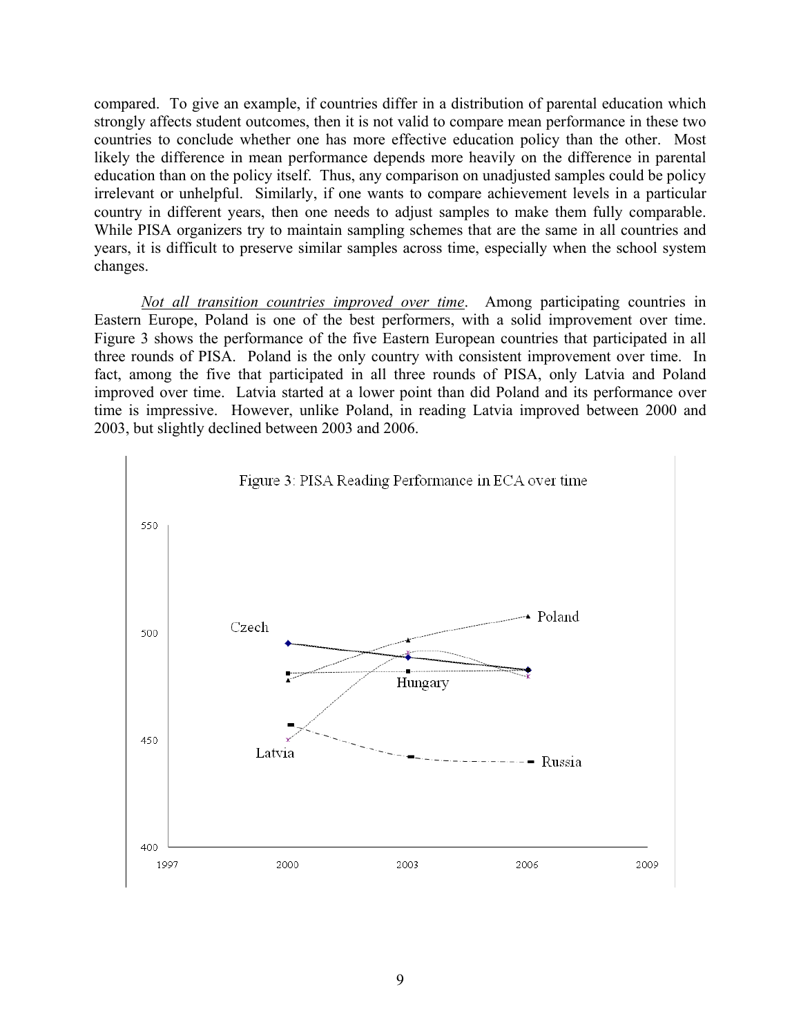compared. To give an example, if countries differ in a distribution of parental education which strongly affects student outcomes, then it is not valid to compare mean performance in these two countries to conclude whether one has more effective education policy than the other. Most likely the difference in mean performance depends more heavily on the difference in parental education than on the policy itself. Thus, any comparison on unadjusted samples could be policy irrelevant or unhelpful. Similarly, if one wants to compare achievement levels in a particular country in different years, then one needs to adjust samples to make them fully comparable. While PISA organizers try to maintain sampling schemes that are the same in all countries and years, it is difficult to preserve similar samples across time, especially when the school system changes.

*Not all transition countries improved over time*. Among participating countries in Eastern Europe, Poland is one of the best performers, with a solid improvement over time. Figure 3 shows the performance of the five Eastern European countries that participated in all three rounds of PISA. Poland is the only country with consistent improvement over time. In fact, among the five that participated in all three rounds of PISA, only Latvia and Poland improved over time. Latvia started at a lower point than did Poland and its performance over time is impressive. However, unlike Poland, in reading Latvia improved between 2000 and 2003, but slightly declined between 2003 and 2006.

Figure 3: PISA Reading Performance in ECA over time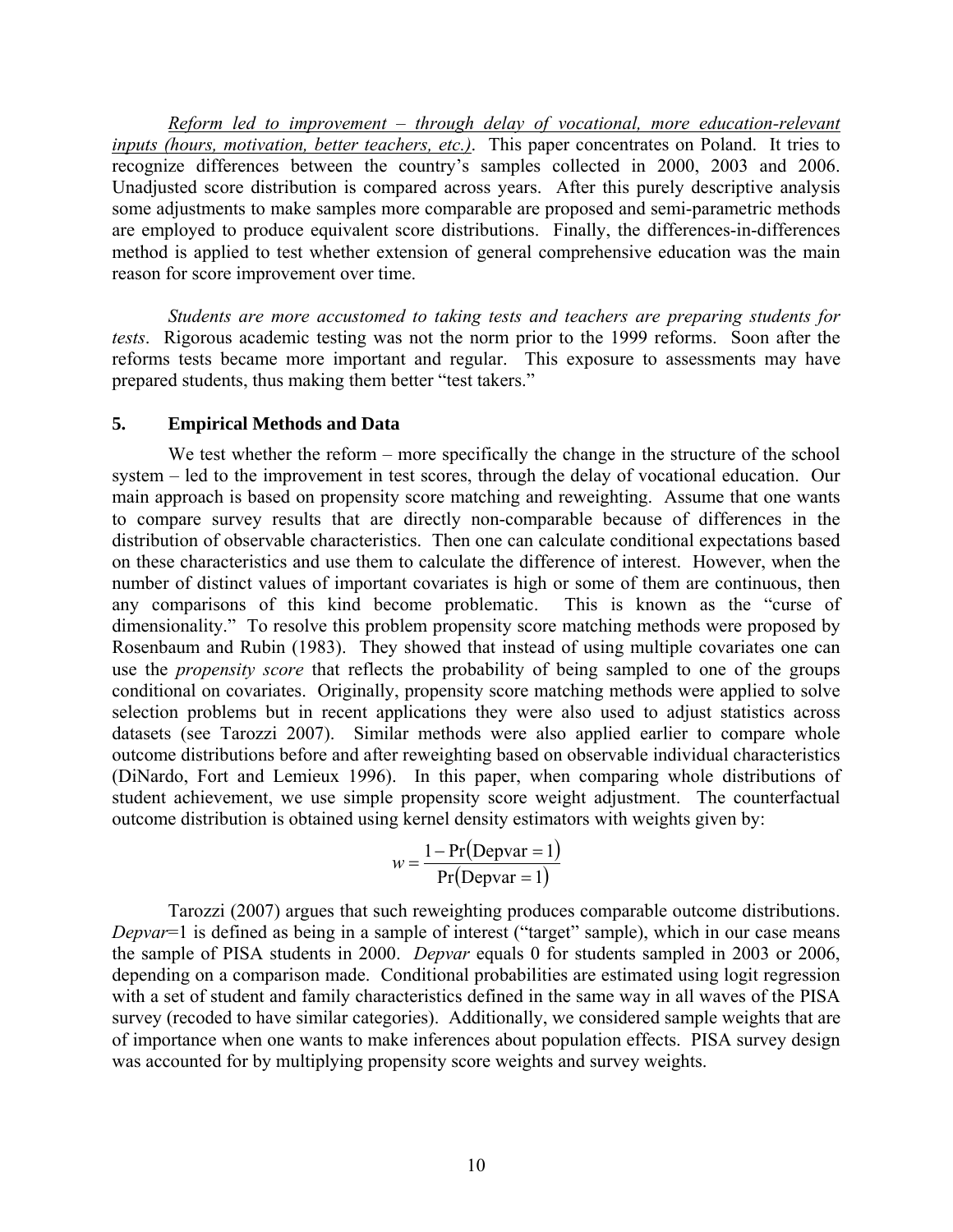<u>*Reform led to improvement – through delay of vocational, more education-relevant inputs (hours, motivation, better teachers, etc.)*</u>. This paper concentrates on Poland. It tries to recognize differences between the country's samples collected in 2000, 2003 and 2006. Unadjusted score distribution is compared across years. After this purely descriptive analysis some adjustments to make samples more comparable are proposed and semi-parametric methods are employed to produce equivalent score distributions. Finally, the differences-in-differences method is applied to test whether extension of general comprehensive education was the main reason for score improvement over time.

*Students are more accustomed to taking tests and teachers are preparing students for tests*. Rigorous academic testing was not the norm prior to the 1999 reforms. Soon after the reforms tests became more important and regular. This exposure to assessments may have prepared students, thus making them better "test takers."

## 5. Empirical Methods and Data

We test whether the reform – more specifically the change in the structure of the school system – led to the improvement in test scores, through the delay of vocational education. Our main approach is based on propensity score matching and reweighting. Assume that one wants to compare survey results that are directly non-comparable because of differences in the distribution of observable characteristics. Then one can calculate conditional expectations based on these characteristics and use them to calculate the difference of interest. However, when the number of distinct values of important covariates is high or some of them are continuous, then any comparisons of this kind become problematic. This is known as the "curse of dimensionality." To resolve this problem propensity score matching methods were proposed by Rosenbaum and Rubin (1983). They showed that instead of using multiple covariates one can use the *propensity score* that reflects the probability of being sampled to one of the groups conditional on covariates. Originally, propensity score matching methods were applied to solve selection problems but in recent applications they were also used to adjust statistics across datasets (see Tarozzi 2007). Similar methods were also applied earlier to compare whole outcome distributions before and after reweighting based on observable individual characteristics (DiNardo, Fort and Lemieux 1996). In this paper, when comparing whole distributions of student achievement, we use simple propensity score weight adjustment. The counterfactual outcome distribution is obtained using kernel density estimators with weights given by:

$$w = \frac{1 - \Pr(\text{Depvar} = 1)}{\Pr(\text{Depvar} = 1)}$$

Tarozzi (2007) argues that such reweighting produces comparable outcome distributions. *Depvar*=1 is defined as being in a sample of interest ("target" sample), which in our case means the sample of PISA students in 2000. *Depvar* equals 0 for students sampled in 2003 or 2006, depending on a comparison made. Conditional probabilities are estimated using logit regression with a set of student and family characteristics defined in the same way in all waves of the PISA survey (recoded to have similar categories). Additionally, we considered sample weights that are of importance when one wants to make inferences about population effects. PISA survey design was accounted for by multiplying propensity score weights and survey weights.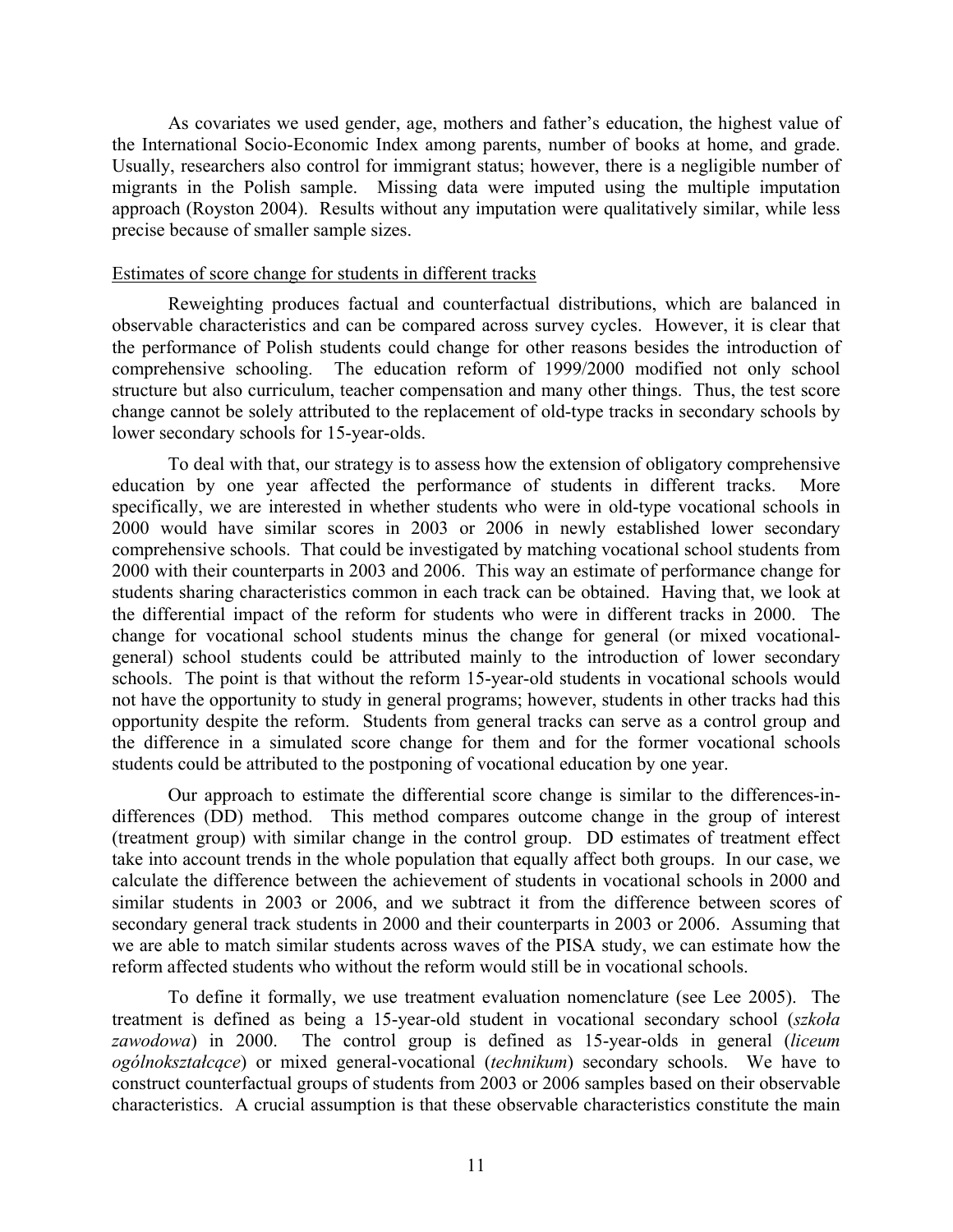As covariates we used gender, age, mothers and father's education, the highest value of the International Socio-Economic Index among parents, number of books at home, and grade. Usually, researchers also control for immigrant status; however, there is a negligible number of migrants in the Polish sample. Missing data were imputed using the multiple imputation approach (Royston 2004). Results without any imputation were qualitatively similar, while less precise because of smaller sample sizes.

Estimates of score change for students in different tracks

Reweighting produces factual and counterfactual distributions, which are balanced in observable characteristics and can be compared across survey cycles. However, it is clear that the performance of Polish students could change for other reasons besides the introduction of comprehensive schooling. The education reform of 1999/2000 modified not only school structure but also curriculum, teacher compensation and many other things. Thus, the test score change cannot be solely attributed to the replacement of old-type tracks in secondary schools by lower secondary schools for 15-year-olds.

To deal with that, our strategy is to assess how the extension of obligatory comprehensive education by one year affected the performance of students in different tracks. More specifically, we are interested in whether students who were in old-type vocational schools in 2000 would have similar scores in 2003 or 2006 in newly established lower secondary comprehensive schools. That could be investigated by matching vocational school students from 2000 with their counterparts in 2003 and 2006. This way an estimate of performance change for students sharing characteristics common in each track can be obtained. Having that, we look at the differential impact of the reform for students who were in different tracks in 2000. The change for vocational school students minus the change for general (or mixed vocational-general) school students could be attributed mainly to the introduction of lower secondary schools. The point is that without the reform 15-year-old students in vocational schools would not have the opportunity to study in general programs; however, students in other tracks had this opportunity despite the reform. Students from general tracks can serve as a control group and the difference in a simulated score change for them and for the former vocational schools students could be attributed to the postponing of vocational education by one year.

Our approach to estimate the differential score change is similar to the differences-in-differences (DD) method. This method compares outcome change in the group of interest (treatment group) with similar change in the control group. DD estimates of treatment effect take into account trends in the whole population that equally affect both groups. In our case, we calculate the difference between the achievement of students in vocational schools in 2000 and similar students in 2003 or 2006, and we subtract it from the difference between scores of secondary general track students in 2000 and their counterparts in 2003 or 2006. Assuming that we are able to match similar students across waves of the PISA study, we can estimate how the reform affected students who without the reform would still be in vocational schools.

To define it formally, we use treatment evaluation nomenclature (see Lee 2005). The treatment is defined as being a 15-year-old student in vocational secondary school (*szkoła zawodowa*) in 2000. The control group is defined as 15-year-olds in general (*liceum ogólnokształcące*) or mixed general-vocational (*technikum*) secondary schools. We have to construct counterfactual groups of students from 2003 or 2006 samples based on their observable characteristics. A crucial assumption is that these observable characteristics constitute the main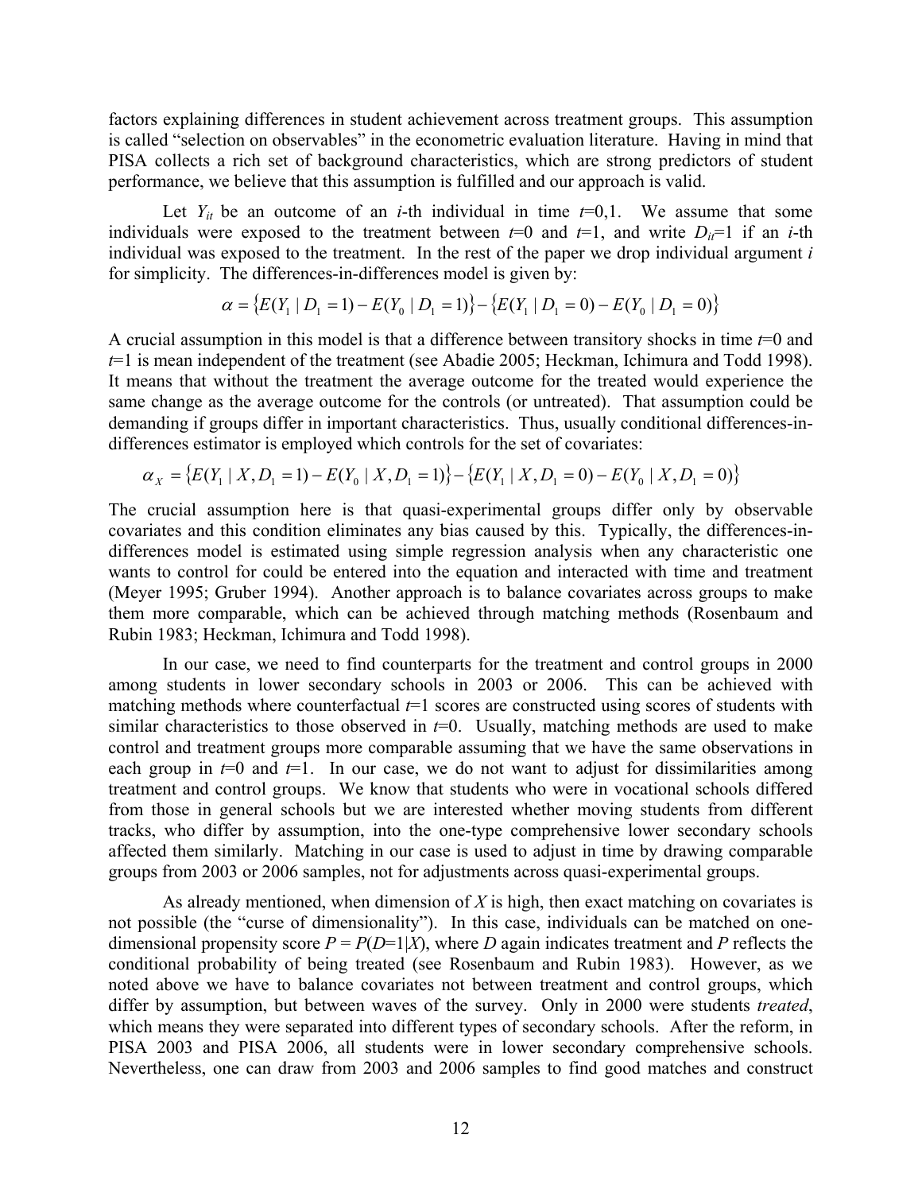factors explaining differences in student achievement across treatment groups. This assumption is called "selection on observables" in the econometric evaluation literature. Having in mind that PISA collects a rich set of background characteristics, which are strong predictors of student performance, we believe that this assumption is fulfilled and our approach is valid.

Let $Y_{it}$ be an outcome of an $i$-th individual in time $t$=0,1. We assume that some individuals were exposed to the treatment between $t$=0 and $t$=1, and write $D_{it}$=1 if an $i$-th individual was exposed to the treatment. In the rest of the paper we drop individual argument $i$ for simplicity. The differences-in-differences model is given by:

$$\alpha = \{E(Y_1 \mid D_1 = 1) - E(Y_0 \mid D_1 = 1)\} - \{E(Y_1 \mid D_1 = 0) - E(Y_0 \mid D_1 = 0)\}$$

A crucial assumption in this model is that a difference between transitory shocks in time $t$=0 and $t$=1 is mean independent of the treatment (see Abadie 2005; Heckman, Ichimura and Todd 1998). It means that without the treatment the average outcome for the treated would experience the same change as the average outcome for the controls (or untreated). That assumption could be demanding if groups differ in important characteristics. Thus, usually conditional differences-in-differences estimator is employed which controls for the set of covariates:

$$\alpha_X = \{E(Y_1 \mid X, D_1 = 1) - E(Y_0 \mid X, D_1 = 1)\} - \{E(Y_1 \mid X, D_1 = 0) - E(Y_0 \mid X, D_1 = 0)\}$$

The crucial assumption here is that quasi-experimental groups differ only by observable covariates and this condition eliminates any bias caused by this. Typically, the differences-in-differences model is estimated using simple regression analysis when any characteristic one wants to control for could be entered into the equation and interacted with time and treatment (Meyer 1995; Gruber 1994). Another approach is to balance covariates across groups to make them more comparable, which can be achieved through matching methods (Rosenbaum and Rubin 1983; Heckman, Ichimura and Todd 1998).

In our case, we need to find counterparts for the treatment and control groups in 2000 among students in lower secondary schools in 2003 or 2006. This can be achieved with matching methods where counterfactual $t$=1 scores are constructed using scores of students with similar characteristics to those observed in $t$=0. Usually, matching methods are used to make control and treatment groups more comparable assuming that we have the same observations in each group in $t$=0 and $t$=1. In our case, we do not want to adjust for dissimilarities among treatment and control groups. We know that students who were in vocational schools differed from those in general schools but we are interested whether moving students from different tracks, who differ by assumption, into the one-type comprehensive lower secondary schools affected them similarly. Matching in our case is used to adjust in time by drawing comparable groups from 2003 or 2006 samples, not for adjustments across quasi-experimental groups.

As already mentioned, when dimension of $X$ is high, then exact matching on covariates is not possible (the "curse of dimensionality"). In this case, individuals can be matched on one-dimensional propensity score $P = P(D=1|X)$, where $D$ again indicates treatment and $P$ reflects the conditional probability of being treated (see Rosenbaum and Rubin 1983). However, as we noted above we have to balance covariates not between treatment and control groups, which differ by assumption, but between waves of the survey. Only in 2000 were students *treated*, which means they were separated into different types of secondary schools. After the reform, in PISA 2003 and PISA 2006, all students were in lower secondary comprehensive schools. Nevertheless, one can draw from 2003 and 2006 samples to find good matches and construct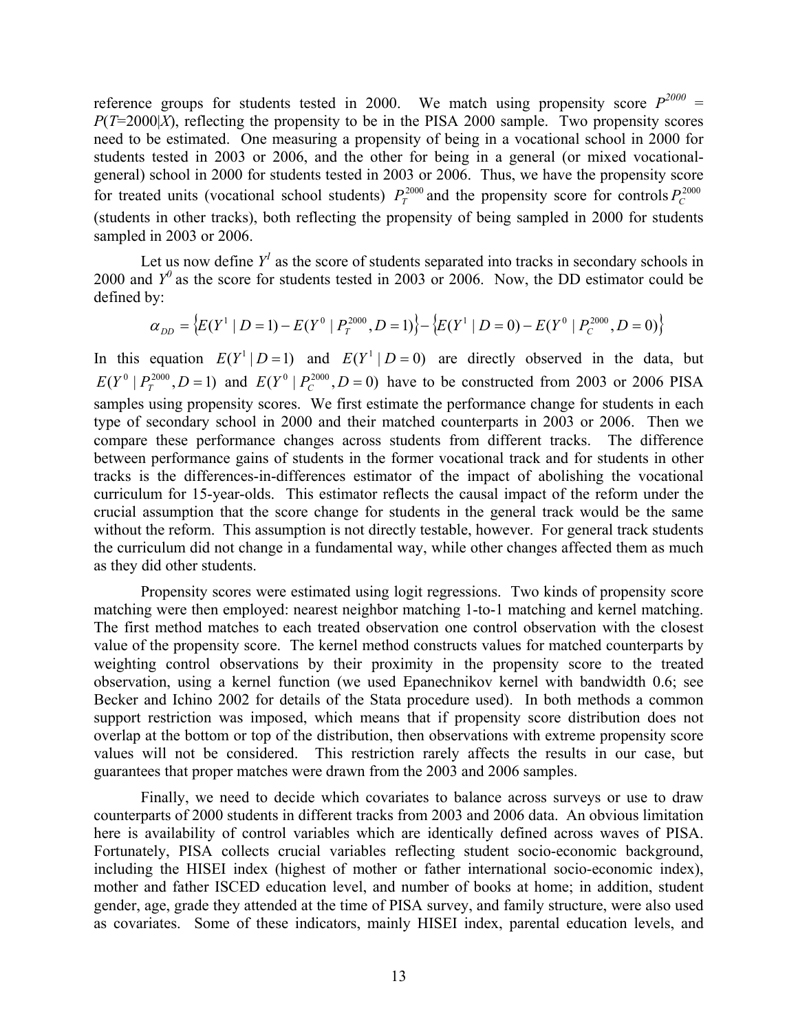reference groups for students tested in 2000. We match using propensity score $P^{2000}$ = $P(T=2000|X)$, reflecting the propensity to be in the PISA 2000 sample. Two propensity scores need to be estimated. One measuring a propensity of being in a vocational school in 2000 for students tested in 2003 or 2006, and the other for being in a general (or mixed vocational-general) school in 2000 for students tested in 2003 or 2006. Thus, we have the propensity score for treated units (vocational school students) $P_T^{2000}$ and the propensity score for controls $P_C^{2000}$ (students in other tracks), both reflecting the propensity of being sampled in 2000 for students sampled in 2003 or 2006.

Let us now define $Y^1$ as the score of students separated into tracks in secondary schools in 2000 and $Y^0$ as the score for students tested in 2003 or 2006. Now, the DD estimator could be defined by:

$$\alpha_{DD} = \left\{E(Y^1 \mid D=1) - E(Y^0 \mid P_T^{2000}, D=1)\right\} - \left\{E(Y^1 \mid D=0) - E(Y^0 \mid P_C^{2000}, D=0)\right\}$$

In this equation $E(Y^1 \mid D=1)$ and $E(Y^1 \mid D=0)$ are directly observed in the data, but $E(Y^0 \mid P_T^{2000}, D=1)$ and $E(Y^0 \mid P_C^{2000}, D=0)$ have to be constructed from 2003 or 2006 PISA samples using propensity scores. We first estimate the performance change for students in each type of secondary school in 2000 and their matched counterparts in 2003 or 2006. Then we compare these performance changes across students from different tracks. The difference between performance gains of students in the former vocational track and for students in other tracks is the differences-in-differences estimator of the impact of abolishing the vocational curriculum for 15-year-olds. This estimator reflects the causal impact of the reform under the crucial assumption that the score change for students in the general track would be the same without the reform. This assumption is not directly testable, however. For general track students the curriculum did not change in a fundamental way, while other changes affected them as much as they did other students.

Propensity scores were estimated using logit regressions. Two kinds of propensity score matching were then employed: nearest neighbor matching 1-to-1 matching and kernel matching. The first method matches to each treated observation one control observation with the closest value of the propensity score. The kernel method constructs values for matched counterparts by weighting control observations by their proximity in the propensity score to the treated observation, using a kernel function (we used Epanechnikov kernel with bandwidth 0.6; see Becker and Ichino 2002 for details of the Stata procedure used). In both methods a common support restriction was imposed, which means that if propensity score distribution does not overlap at the bottom or top of the distribution, then observations with extreme propensity score values will not be considered. This restriction rarely affects the results in our case, but guarantees that proper matches were drawn from the 2003 and 2006 samples.

Finally, we need to decide which covariates to balance across surveys or use to draw counterparts of 2000 students in different tracks from 2003 and 2006 data. An obvious limitation here is availability of control variables which are identically defined across waves of PISA. Fortunately, PISA collects crucial variables reflecting student socio-economic background, including the HISEI index (highest of mother or father international socio-economic index), mother and father ISCED education level, and number of books at home; in addition, student gender, age, grade they attended at the time of PISA survey, and family structure, were also used as covariates. Some of these indicators, mainly HISEI index, parental education levels, and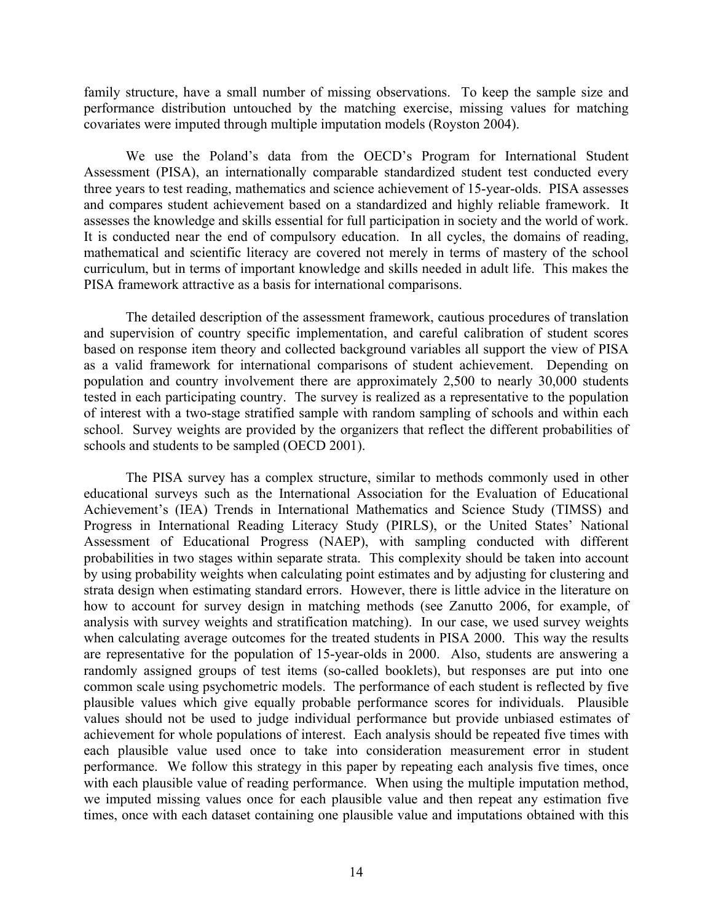family structure, have a small number of missing observations. To keep the sample size and performance distribution untouched by the matching exercise, missing values for matching covariates were imputed through multiple imputation models (Royston 2004).

We use the Poland's data from the OECD's Program for International Student Assessment (PISA), an internationally comparable standardized student test conducted every three years to test reading, mathematics and science achievement of 15-year-olds. PISA assesses and compares student achievement based on a standardized and highly reliable framework. It assesses the knowledge and skills essential for full participation in society and the world of work. It is conducted near the end of compulsory education. In all cycles, the domains of reading, mathematical and scientific literacy are covered not merely in terms of mastery of the school curriculum, but in terms of important knowledge and skills needed in adult life. This makes the PISA framework attractive as a basis for international comparisons.

The detailed description of the assessment framework, cautious procedures of translation and supervision of country specific implementation, and careful calibration of student scores based on response item theory and collected background variables all support the view of PISA as a valid framework for international comparisons of student achievement. Depending on population and country involvement there are approximately 2,500 to nearly 30,000 students tested in each participating country. The survey is realized as a representative to the population of interest with a two-stage stratified sample with random sampling of schools and within each school. Survey weights are provided by the organizers that reflect the different probabilities of schools and students to be sampled (OECD 2001).

The PISA survey has a complex structure, similar to methods commonly used in other educational surveys such as the International Association for the Evaluation of Educational Achievement's (IEA) Trends in International Mathematics and Science Study (TIMSS) and Progress in International Reading Literacy Study (PIRLS), or the United States' National Assessment of Educational Progress (NAEP), with sampling conducted with different probabilities in two stages within separate strata. This complexity should be taken into account by using probability weights when calculating point estimates and by adjusting for clustering and strata design when estimating standard errors. However, there is little advice in the literature on how to account for survey design in matching methods (see Zanutto 2006, for example, of analysis with survey weights and stratification matching). In our case, we used survey weights when calculating average outcomes for the treated students in PISA 2000. This way the results are representative for the population of 15-year-olds in 2000. Also, students are answering a randomly assigned groups of test items (so-called booklets), but responses are put into one common scale using psychometric models. The performance of each student is reflected by five plausible values which give equally probable performance scores for individuals. Plausible values should not be used to judge individual performance but provide unbiased estimates of achievement for whole populations of interest. Each analysis should be repeated five times with each plausible value used once to take into consideration measurement error in student performance. We follow this strategy in this paper by repeating each analysis five times, once with each plausible value of reading performance. When using the multiple imputation method, we imputed missing values once for each plausible value and then repeat any estimation five times, once with each dataset containing one plausible value and imputations obtained with this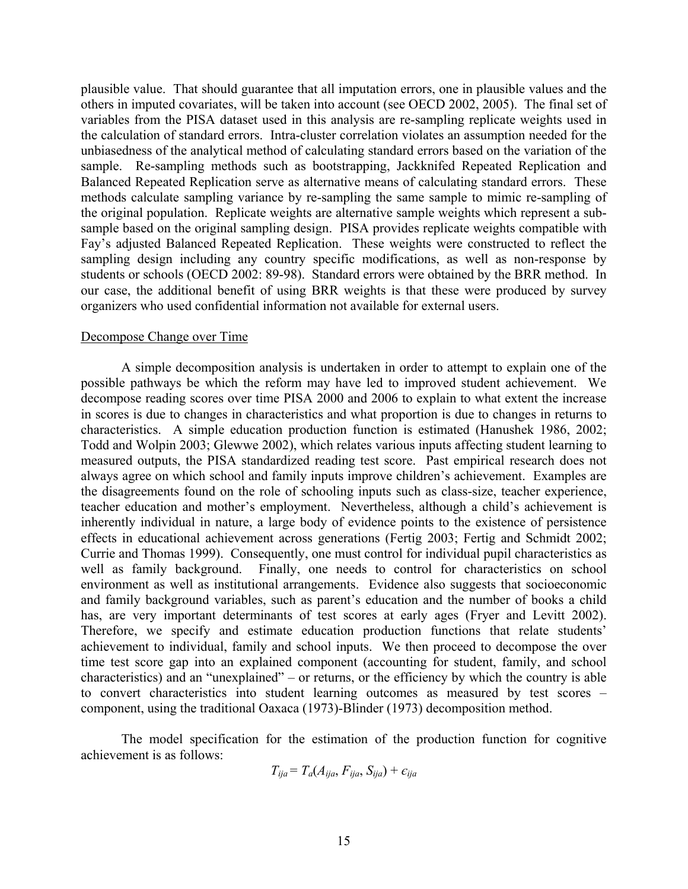plausible value. That should guarantee that all imputation errors, one in plausible values and the others in imputed covariates, will be taken into account (see OECD 2002, 2005). The final set of variables from the PISA dataset used in this analysis are re-sampling replicate weights used in the calculation of standard errors. Intra-cluster correlation violates an assumption needed for the unbiasedness of the analytical method of calculating standard errors based on the variation of the sample. Re-sampling methods such as bootstrapping, Jackknifed Repeated Replication and Balanced Repeated Replication serve as alternative means of calculating standard errors. These methods calculate sampling variance by re-sampling the same sample to mimic re-sampling of the original population. Replicate weights are alternative sample weights which represent a sub-sample based on the original sampling design. PISA provides replicate weights compatible with Fay's adjusted Balanced Repeated Replication. These weights were constructed to reflect the sampling design including any country specific modifications, as well as non-response by students or schools (OECD 2002: 89-98). Standard errors were obtained by the BRR method. In our case, the additional benefit of using BRR weights is that these were produced by survey organizers who used confidential information not available for external users.

## Decompose Change over Time

A simple decomposition analysis is undertaken in order to attempt to explain one of the possible pathways be which the reform may have led to improved student achievement. We decompose reading scores over time PISA 2000 and 2006 to explain to what extent the increase in scores is due to changes in characteristics and what proportion is due to changes in returns to characteristics. A simple education production function is estimated (Hanushek 1986, 2002; Todd and Wolpin 2003; Glewwe 2002), which relates various inputs affecting student learning to measured outputs, the PISA standardized reading test score. Past empirical research does not always agree on which school and family inputs improve children's achievement. Examples are the disagreements found on the role of schooling inputs such as class-size, teacher experience, teacher education and mother's employment. Nevertheless, although a child's achievement is inherently individual in nature, a large body of evidence points to the existence of persistence effects in educational achievement across generations (Fertig 2003; Fertig and Schmidt 2002; Currie and Thomas 1999). Consequently, one must control for individual pupil characteristics as well as family background. Finally, one needs to control for characteristics on school environment as well as institutional arrangements. Evidence also suggests that socioeconomic and family background variables, such as parent's education and the number of books a child has, are very important determinants of test scores at early ages (Fryer and Levitt 2002). Therefore, we specify and estimate education production functions that relate students' achievement to individual, family and school inputs. We then proceed to decompose the over time test score gap into an explained component (accounting for student, family, and school characteristics) and an "unexplained" – or returns, or the efficiency by which the country is able to convert characteristics into student learning outcomes as measured by test scores – component, using the traditional Oaxaca (1973)-Blinder (1973) decomposition method.

The model specification for the estimation of the production function for cognitive achievement is as follows:

$$T_{ija} = T_a(A_{ija}, F_{ija}, S_{ija}) + \varepsilon_{ija}$$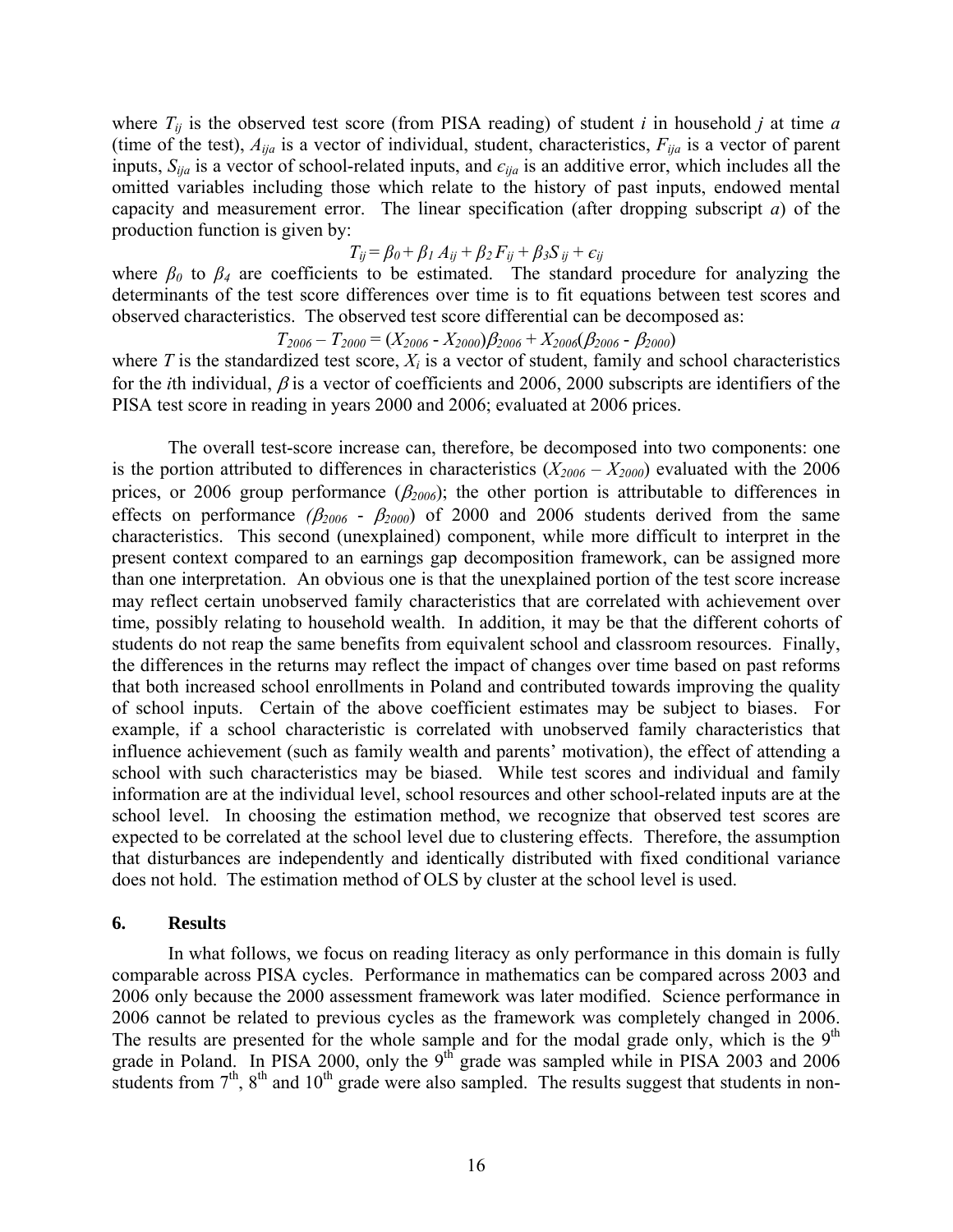where $T_{ij}$ is the observed test score (from PISA reading) of student $i$ in household $j$ at time $a$ (time of the test), $A_{ija}$ is a vector of individual, student, characteristics, $F_{ija}$ is a vector of parent inputs, $S_{ija}$ is a vector of school-related inputs, and $c_{ija}$ is an additive error, which includes all the omitted variables including those which relate to the history of past inputs, endowed mental capacity and measurement error. The linear specification (after dropping subscript $a$) of the production function is given by:

$$T_{ij} = \beta_0 + \beta_1 A_{ij} + \beta_2 F_{ij} + \beta_3 S_{ij} + c_{ij}$$

where $\beta_0$ to $\beta_4$ are coefficients to be estimated. The standard procedure for analyzing the determinants of the test score differences over time is to fit equations between test scores and observed characteristics. The observed test score differential can be decomposed as:

$$T_{2006} – T_{2000} = (X_{2006} - X_{2000})\beta_{2006} + X_{2006}(\beta_{2006} - \beta_{2000})$$

where $T$ is the standardized test score, $X_i$ is a vector of student, family and school characteristics for the $i$th individual, $\beta$ is a vector of coefficients and 2006, 2000 subscripts are identifiers of the PISA test score in reading in years 2000 and 2006; evaluated at 2006 prices.

The overall test-score increase can, therefore, be decomposed into two components: one is the portion attributed to differences in characteristics ($X_{2006} – X_{2000}$) evaluated with the 2006 prices, or 2006 group performance ($\beta_{2006}$); the other portion is attributable to differences in effects on performance ($\beta_{2006}$ - $\beta_{2000}$) of 2000 and 2006 students derived from the same characteristics. This second (unexplained) component, while more difficult to interpret in the present context compared to an earnings gap decomposition framework, can be assigned more than one interpretation. An obvious one is that the unexplained portion of the test score increase may reflect certain unobserved family characteristics that are correlated with achievement over time, possibly relating to household wealth. In addition, it may be that the different cohorts of students do not reap the same benefits from equivalent school and classroom resources. Finally, the differences in the returns may reflect the impact of changes over time based on past reforms that both increased school enrollments in Poland and contributed towards improving the quality of school inputs. Certain of the above coefficient estimates may be subject to biases. For example, if a school characteristic is correlated with unobserved family characteristics that influence achievement (such as family wealth and parents' motivation), the effect of attending a school with such characteristics may be biased. While test scores and individual and family information are at the individual level, school resources and other school-related inputs are at the school level. In choosing the estimation method, we recognize that observed test scores are expected to be correlated at the school level due to clustering effects. Therefore, the assumption that disturbances are independently and identically distributed with fixed conditional variance does not hold. The estimation method of OLS by cluster at the school level is used.

## 6. Results

In what follows, we focus on reading literacy as only performance in this domain is fully comparable across PISA cycles. Performance in mathematics can be compared across 2003 and 2006 only because the 2000 assessment framework was later modified. Science performance in 2006 cannot be related to previous cycles as the framework was completely changed in 2006. The results are presented for the whole sample and for the modal grade only, which is the 9th grade in Poland. In PISA 2000, only the 9th grade was sampled while in PISA 2003 and 2006 students from 7th, 8th and 10th grade were also sampled. The results suggest that students in non-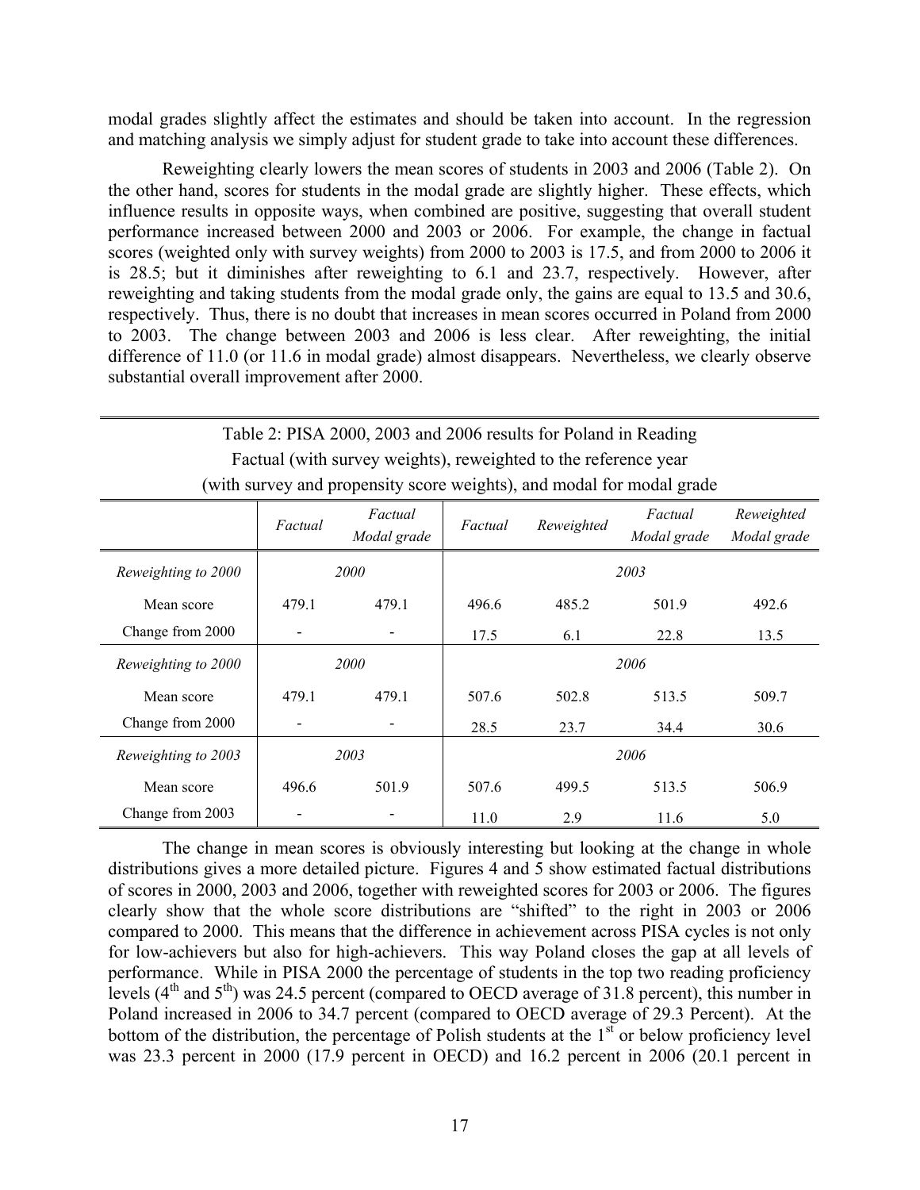modal grades slightly affect the estimates and should be taken into account. In the regression and matching analysis we simply adjust for student grade to take into account these differences.

Reweighting clearly lowers the mean scores of students in 2003 and 2006 (Table 2). On the other hand, scores for students in the modal grade are slightly higher. These effects, which influence results in opposite ways, when combined are positive, suggesting that overall student performance increased between 2000 and 2003 or 2006. For example, the change in factual scores (weighted only with survey weights) from 2000 to 2003 is 17.5, and from 2000 to 2006 it is 28.5; but it diminishes after reweighting to 6.1 and 23.7, respectively. However, after reweighting and taking students from the modal grade only, the gains are equal to 13.5 and 30.6, respectively. Thus, there is no doubt that increases in mean scores occurred in Poland from 2000 to 2003. The change between 2003 and 2006 is less clear. After reweighting, the initial difference of 11.0 (or 11.6 in modal grade) almost disappears. Nevertheless, we clearly observe substantial overall improvement after 2000.

Table 2: PISA 2000, 2003 and 2006 results for Poland in Reading
Factual (with survey weights), reweighted to the reference year
(with survey and propensity score weights), and modal for modal grade

| | *Factual* | *Factual Modal grade* | *Factual* | *Reweighted* | *Factual Modal grade* | *Reweighted Modal grade* |
|---|---|---|---|---|---|---|
| *Reweighting to 2000* | *2000* | | *2003* | | | |
| Mean score | 479.1 | 479.1 | 496.6 | 485.2 | 501.9 | 492.6 |
| Change from 2000 | - | - | 17.5 | 6.1 | 22.8 | 13.5 |
| *Reweighting to 2000* | *2000* | | *2006* | | | |
| Mean score | 479.1 | 479.1 | 507.6 | 502.8 | 513.5 | 509.7 |
| Change from 2000 | - | - | 28.5 | 23.7 | 34.4 | 30.6 |
| *Reweighting to 2003* | *2003* | | *2006* | | | |
| Mean score | 496.6 | 501.9 | 507.6 | 499.5 | 513.5 | 506.9 |
| Change from 2003 | - | - | 11.0 | 2.9 | 11.6 | 5.0 |

The change in mean scores is obviously interesting but looking at the change in whole distributions gives a more detailed picture. Figures 4 and 5 show estimated factual distributions of scores in 2000, 2003 and 2006, together with reweighted scores for 2003 or 2006. The figures clearly show that the whole score distributions are "shifted" to the right in 2003 or 2006 compared to 2000. This means that the difference in achievement across PISA cycles is not only for low-achievers but also for high-achievers. This way Poland closes the gap at all levels of performance. While in PISA 2000 the percentage of students in the top two reading proficiency levels (4th and 5th) was 24.5 percent (compared to OECD average of 31.8 percent), this number in Poland increased in 2006 to 34.7 percent (compared to OECD average of 29.3 Percent). At the bottom of the distribution, the percentage of Polish students at the 1st or below proficiency level was 23.3 percent in 2000 (17.9 percent in OECD) and 16.2 percent in 2006 (20.1 percent in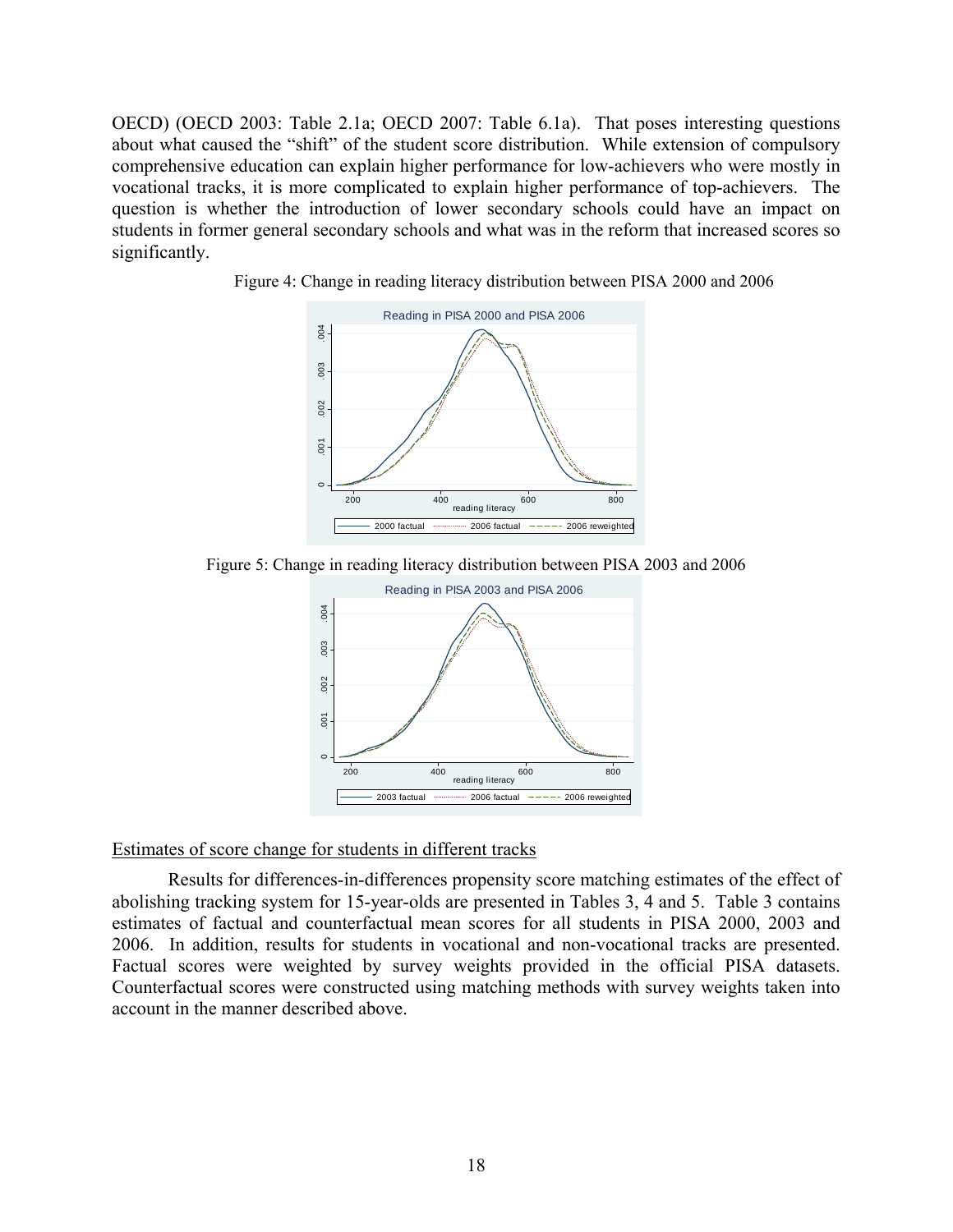OECD) (OECD 2003: Table 2.1a; OECD 2007: Table 6.1a). That poses interesting questions about what caused the "shift" of the student score distribution. While extension of compulsory comprehensive education can explain higher performance for low-achievers who were mostly in vocational tracks, it is more complicated to explain higher performance of top-achievers. The question is whether the introduction of lower secondary schools could have an impact on students in former general secondary schools and what was in the reform that increased scores so significantly.

Figure 4: Change in reading literacy distribution between PISA 2000 and 2006

Figure 5: Change in reading literacy distribution between PISA 2003 and 2006

<u>Estimates of score change for students in different tracks</u>

Results for differences-in-differences propensity score matching estimates of the effect of abolishing tracking system for 15-year-olds are presented in Tables 3, 4 and 5. Table 3 contains estimates of factual and counterfactual mean scores for all students in PISA 2000, 2003 and 2006. In addition, results for students in vocational and non-vocational tracks are presented. Factual scores were weighted by survey weights provided in the official PISA datasets. Counterfactual scores were constructed using matching methods with survey weights taken into account in the manner described above.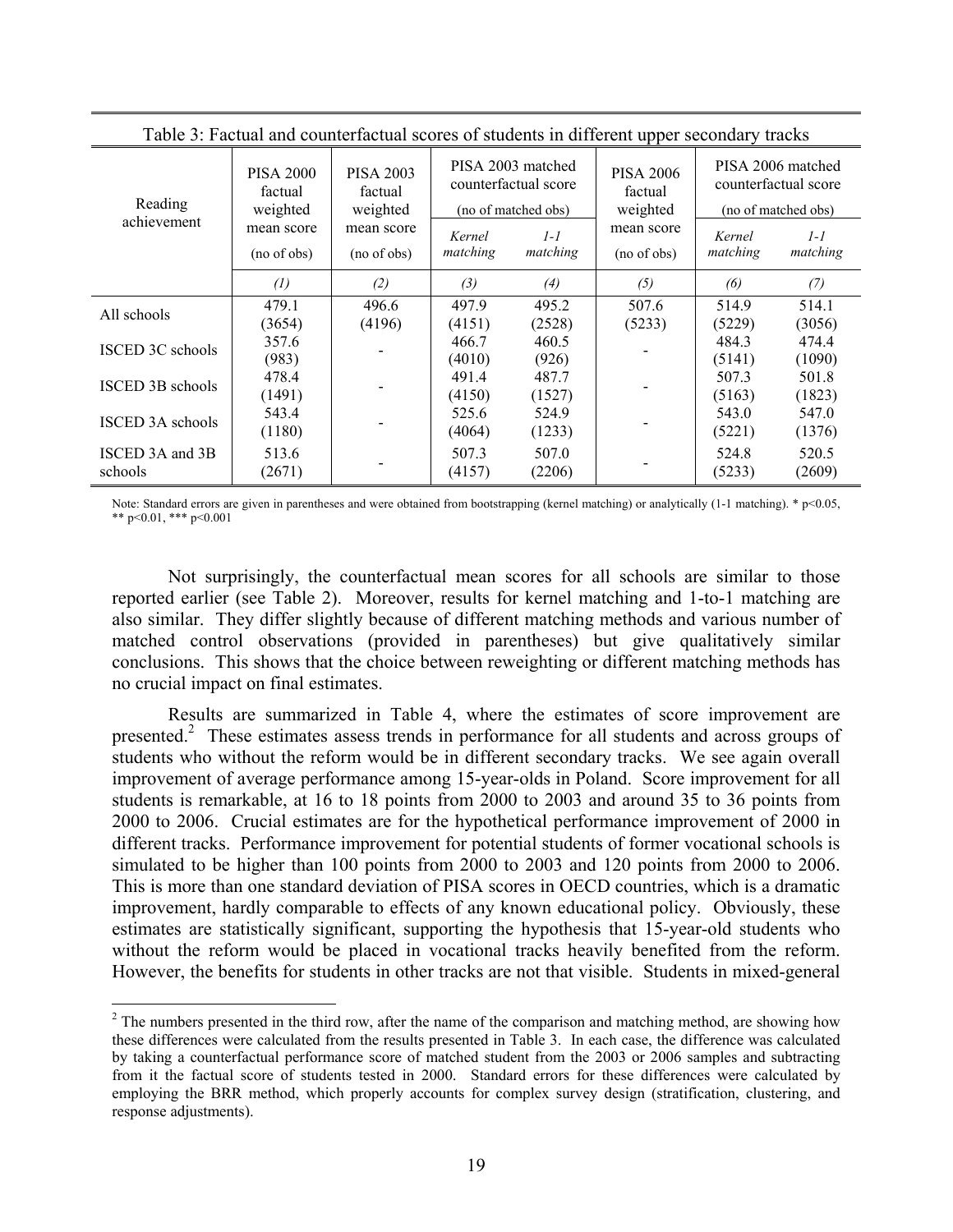Table 3: Factual and counterfactual scores of students in different upper secondary tracks

| Reading achievement | PISA 2000 factual weighted mean score (no of obs) | PISA 2003 factual weighted mean score (no of obs) | PISA 2003 matched counterfactual score (no of matched obs) | | PISA 2006 factual weighted mean score (no of obs) | PISA 2006 matched counterfactual score (no of matched obs) | |
|---|---|---|---|---|---|---|---|
| | | | *Kernel matching* | *1-1 matching* | | *Kernel matching* | *1-1 matching* |
| | *(1)* | *(2)* | *(3)* | *(4)* | *(5)* | *(6)* | *(7)* |
| All schools | 479.1 (3654) | 496.6 (4196) | 497.9 (4151) | 495.2 (2528) | 507.6 (5233) | 514.9 (5229) | 514.1 (3056) |
| ISCED 3C schools | 357.6 (983) | - | 466.7 (4010) | 460.5 (926) | - | 484.3 (5141) | 474.4 (1090) |
| ISCED 3B schools | 478.4 (1491) | - | 491.4 (4150) | 487.7 (1527) | - | 507.3 (5163) | 501.8 (1823) |
| ISCED 3A schools | 543.4 (1180) | - | 525.6 (4064) | 524.9 (1233) | - | 543.0 (5221) | 547.0 (1376) |
| ISCED 3A and 3B schools | 513.6 (2671) | - | 507.3 (4157) | 507.0 (2206) | - | 524.8 (5233) | 520.5 (2609) |

Note: Standard errors are given in parentheses and were obtained from bootstrapping (kernel matching) or analytically (1-1 matching). * $p<0.05$, ** $p<0.01$, *** $p<0.001$

Not surprisingly, the counterfactual mean scores for all schools are similar to those reported earlier (see Table 2). Moreover, results for kernel matching and 1-to-1 matching are also similar. They differ slightly because of different matching methods and various number of matched control observations (provided in parentheses) but give qualitatively similar conclusions. This shows that the choice between reweighting or different matching methods has no crucial impact on final estimates.

Results are summarized in Table 4, where the estimates of score improvement are presented.[2] These estimates assess trends in performance for all students and across groups of students who without the reform would be in different secondary tracks. We see again overall improvement of average performance among 15-year-olds in Poland. Score improvement for all students is remarkable, at 16 to 18 points from 2000 to 2003 and around 35 to 36 points from 2000 to 2006. Crucial estimates are for the hypothetical performance improvement of 2000 in different tracks. Performance improvement for potential students of former vocational schools is simulated to be higher than 100 points from 2000 to 2003 and 120 points from 2000 to 2006. This is more than one standard deviation of PISA scores in OECD countries, which is a dramatic improvement, hardly comparable to effects of any known educational policy. Obviously, these estimates are statistically significant, supporting the hypothesis that 15-year-old students who without the reform would be placed in vocational tracks heavily benefited from the reform. However, the benefits for students in other tracks are not that visible. Students in mixed-general

[2] The numbers presented in the third row, after the name of the comparison and matching method, are showing how these differences were calculated from the results presented in Table 3. In each case, the difference was calculated by taking a counterfactual performance score of matched student from the 2003 or 2006 samples and subtracting from it the factual score of students tested in 2000. Standard errors for these differences were calculated by employing the BRR method, which properly accounts for complex survey design (stratification, clustering, and response adjustments).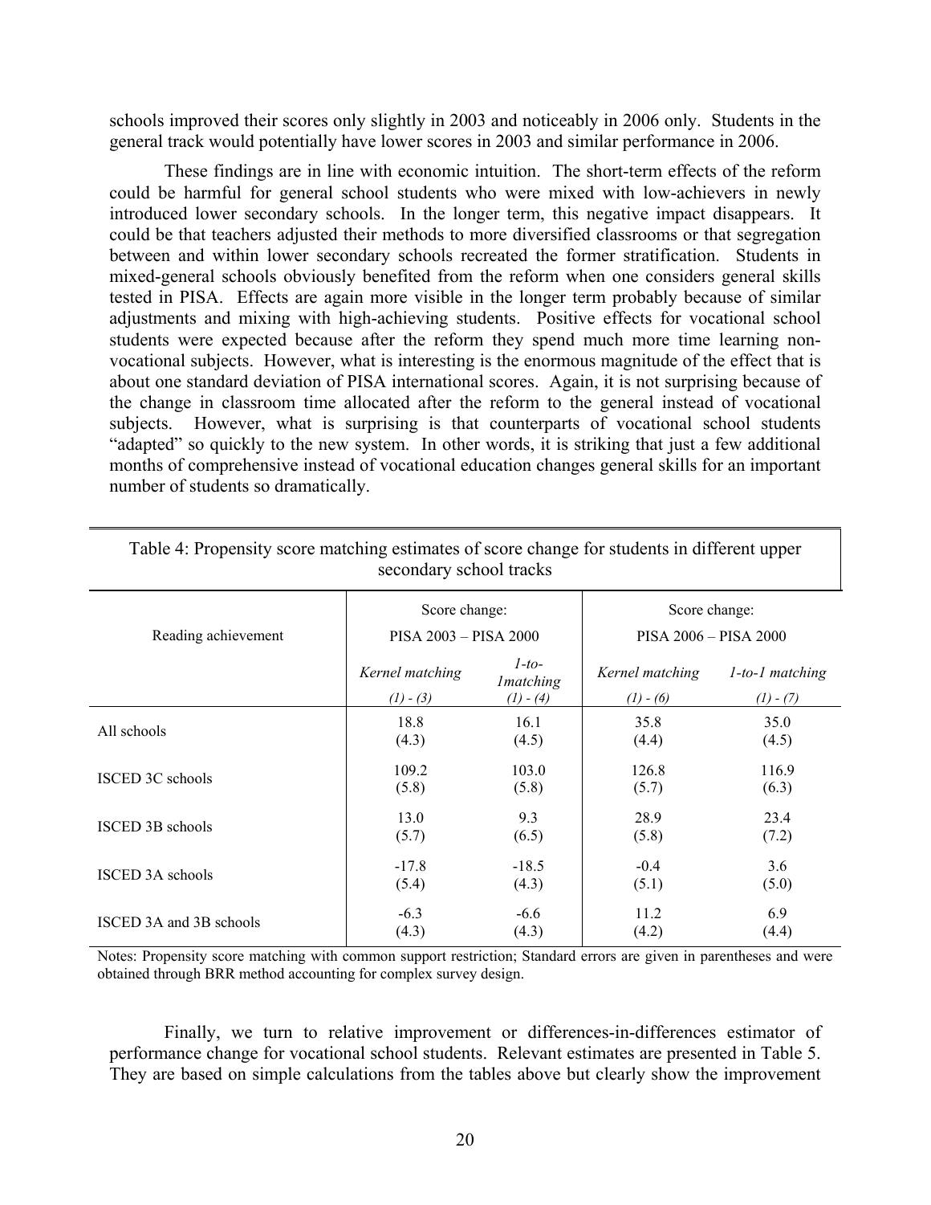schools improved their scores only slightly in 2003 and noticeably in 2006 only. Students in the general track would potentially have lower scores in 2003 and similar performance in 2006.

These findings are in line with economic intuition. The short-term effects of the reform could be harmful for general school students who were mixed with low-achievers in newly introduced lower secondary schools. In the longer term, this negative impact disappears. It could be that teachers adjusted their methods to more diversified classrooms or that segregation between and within lower secondary schools recreated the former stratification. Students in mixed-general schools obviously benefited from the reform when one considers general skills tested in PISA. Effects are again more visible in the longer term probably because of similar adjustments and mixing with high-achieving students. Positive effects for vocational school students were expected because after the reform they spend much more time learning non-vocational subjects. However, what is interesting is the enormous magnitude of the effect that is about one standard deviation of PISA international scores. Again, it is not surprising because of the change in classroom time allocated after the reform to the general instead of vocational subjects. However, what is surprising is that counterparts of vocational school students "adapted" so quickly to the new system. In other words, it is striking that just a few additional months of comprehensive instead of vocational education changes general skills for an important number of students so dramatically.

Table 4: Propensity score matching estimates of score change for students in different upper secondary school tracks

| Reading achievement | Score change: PISA 2003 – PISA 2000 | | Score change: PISA 2006 – PISA 2000 | |
|---|---|---|---|---|
| | *Kernel matching* *(1) - (3)* | *1-to-1matching* *(1) - (4)* | *Kernel matching* *(1) - (6)* | *1-to-1 matching* *(1) - (7)* |
| All schools | 18.8 (4.3) | 16.1 (4.5) | 35.8 (4.4) | 35.0 (4.5) |
| ISCED 3C schools | 109.2 (5.8) | 103.0 (5.8) | 126.8 (5.7) | 116.9 (6.3) |
| ISCED 3B schools | 13.0 (5.7) | 9.3 (6.5) | 28.9 (5.8) | 23.4 (7.2) |
| ISCED 3A schools | -17.8 (5.4) | -18.5 (4.3) | -0.4 (5.1) | 3.6 (5.0) |
| ISCED 3A and 3B schools | -6.3 (4.3) | -6.6 (4.3) | 11.2 (4.2) | 6.9 (4.4) |

Notes: Propensity score matching with common support restriction; Standard errors are given in parentheses and were obtained through BRR method accounting for complex survey design.

Finally, we turn to relative improvement or differences-in-differences estimator of performance change for vocational school students. Relevant estimates are presented in Table 5. They are based on simple calculations from the tables above but clearly show the improvement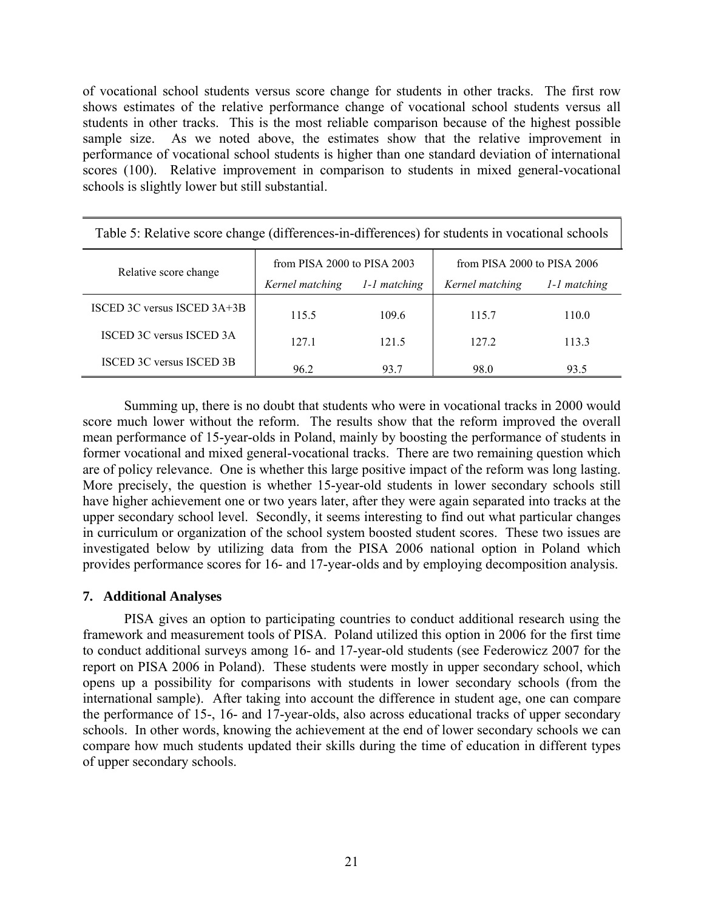of vocational school students versus score change for students in other tracks. The first row shows estimates of the relative performance change of vocational school students versus all students in other tracks. This is the most reliable comparison because of the highest possible sample size. As we noted above, the estimates show that the relative improvement in performance of vocational school students is higher than one standard deviation of international scores (100). Relative improvement in comparison to students in mixed general-vocational schools is slightly lower but still substantial.

Table 5: Relative score change (differences-in-differences) for students in vocational schools

| Relative score change | from PISA 2000 to PISA 2003 | | from PISA 2000 to PISA 2006 | |
|---|---|---|---|---|
| | *Kernel matching* | *1-1 matching* | *Kernel matching* | *1-1 matching* |
| ISCED 3C versus ISCED 3A+3B | 115.5 | 109.6 | 115.7 | 110.0 |
| ISCED 3C versus ISCED 3A | 127.1 | 121.5 | 127.2 | 113.3 |
| ISCED 3C versus ISCED 3B | 96.2 | 93.7 | 98.0 | 93.5 |

Summing up, there is no doubt that students who were in vocational tracks in 2000 would score much lower without the reform. The results show that the reform improved the overall mean performance of 15-year-olds in Poland, mainly by boosting the performance of students in former vocational and mixed general-vocational tracks. There are two remaining question which are of policy relevance. One is whether this large positive impact of the reform was long lasting. More precisely, the question is whether 15-year-old students in lower secondary schools still have higher achievement one or two years later, after they were again separated into tracks at the upper secondary school level. Secondly, it seems interesting to find out what particular changes in curriculum or organization of the school system boosted student scores. These two issues are investigated below by utilizing data from the PISA 2006 national option in Poland which provides performance scores for 16- and 17-year-olds and by employing decomposition analysis.

## 7. Additional Analyses

PISA gives an option to participating countries to conduct additional research using the framework and measurement tools of PISA. Poland utilized this option in 2006 for the first time to conduct additional surveys among 16- and 17-year-old students (see Federowicz 2007 for the report on PISA 2006 in Poland). These students were mostly in upper secondary school, which opens up a possibility for comparisons with students in lower secondary schools (from the international sample). After taking into account the difference in student age, one can compare the performance of 15-, 16- and 17-year-olds, also across educational tracks of upper secondary schools. In other words, knowing the achievement at the end of lower secondary schools we can compare how much students updated their skills during the time of education in different types of upper secondary schools.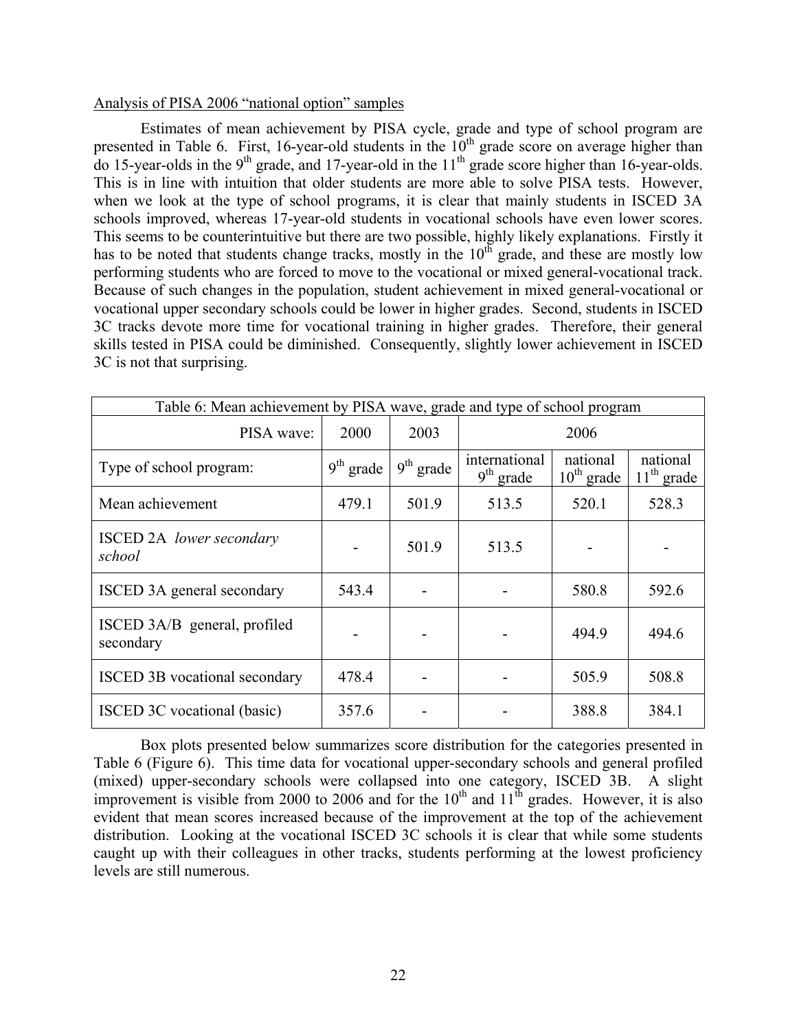Analysis of PISA 2006 "national option" samples

Estimates of mean achievement by PISA cycle, grade and type of school program are presented in Table 6. First, 16-year-old students in the 10th grade score on average higher than do 15-year-olds in the 9th grade, and 17-year-old in the 11th grade score higher than 16-year-olds. This is in line with intuition that older students are more able to solve PISA tests. However, when we look at the type of school programs, it is clear that mainly students in ISCED 3A schools improved, whereas 17-year-old students in vocational schools have even lower scores. This seems to be counterintuitive but there are two possible, highly likely explanations. Firstly it has to be noted that students change tracks, mostly in the 10th grade, and these are mostly low performing students who are forced to move to the vocational or mixed general-vocational track. Because of such changes in the population, student achievement in mixed general-vocational or vocational upper secondary schools could be lower in higher grades. Second, students in ISCED 3C tracks devote more time for vocational training in higher grades. Therefore, their general skills tested in PISA could be diminished. Consequently, slightly lower achievement in ISCED 3C is not that surprising.

Table 6: Mean achievement by PISA wave, grade and type of school program

| PISA wave: | 2000 | 2003 | 2006 | | |
|---|---|---|---|---|---|
| Type of school program: | 9th grade | 9th grade | international 9th grade | national 10th grade | national 11th grade |
| Mean achievement | 479.1 | 501.9 | 513.5 | 520.1 | 528.3 |
| ISCED 2A *lower secondary school* | - | 501.9 | 513.5 | - | - |
| ISCED 3A general secondary | 543.4 | - | - | 580.8 | 592.6 |
| ISCED 3A/B general, profiled secondary | - | - | - | 494.9 | 494.6 |
| ISCED 3B vocational secondary | 478.4 | - | - | 505.9 | 508.8 |
| ISCED 3C vocational (basic) | 357.6 | - | - | 388.8 | 384.1 |

Box plots presented below summarizes score distribution for the categories presented in Table 6 (Figure 6). This time data for vocational upper-secondary schools and general profiled (mixed) upper-secondary schools were collapsed into one category, ISCED 3B. A slight improvement is visible from 2000 to 2006 and for the 10th and 11th grades. However, it is also evident that mean scores increased because of the improvement at the top of the achievement distribution. Looking at the vocational ISCED 3C schools it is clear that while some students caught up with their colleagues in other tracks, students performing at the lowest proficiency levels are still numerous.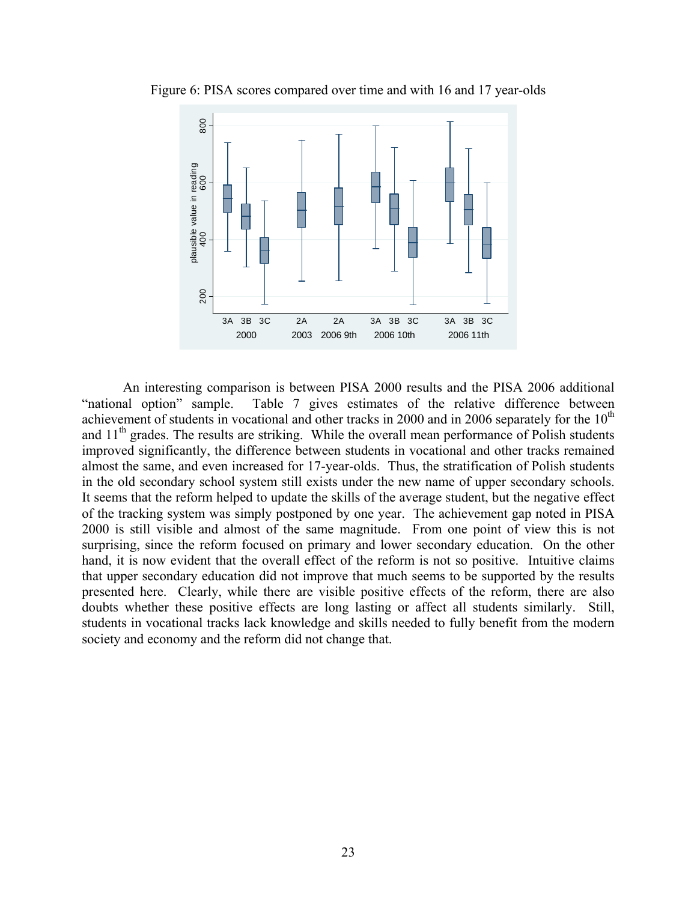Figure 6: PISA scores compared over time and with 16 and 17 year-olds

An interesting comparison is between PISA 2000 results and the PISA 2006 additional "national option" sample. Table 7 gives estimates of the relative difference between achievement of students in vocational and other tracks in 2000 and in 2006 separately for the 10th and 11th grades. The results are striking. While the overall mean performance of Polish students improved significantly, the difference between students in vocational and other tracks remained almost the same, and even increased for 17-year-olds. Thus, the stratification of Polish students in the old secondary school system still exists under the new name of upper secondary schools. It seems that the reform helped to update the skills of the average student, but the negative effect of the tracking system was simply postponed by one year. The achievement gap noted in PISA 2000 is still visible and almost of the same magnitude. From one point of view this is not surprising, since the reform focused on primary and lower secondary education. On the other hand, it is now evident that the overall effect of the reform is not so positive. Intuitive claims that upper secondary education did not improve that much seems to be supported by the results presented here. Clearly, while there are visible positive effects of the reform, there are also doubts whether these positive effects are long lasting or affect all students similarly. Still, students in vocational tracks lack knowledge and skills needed to fully benefit from the modern society and economy and the reform did not change that.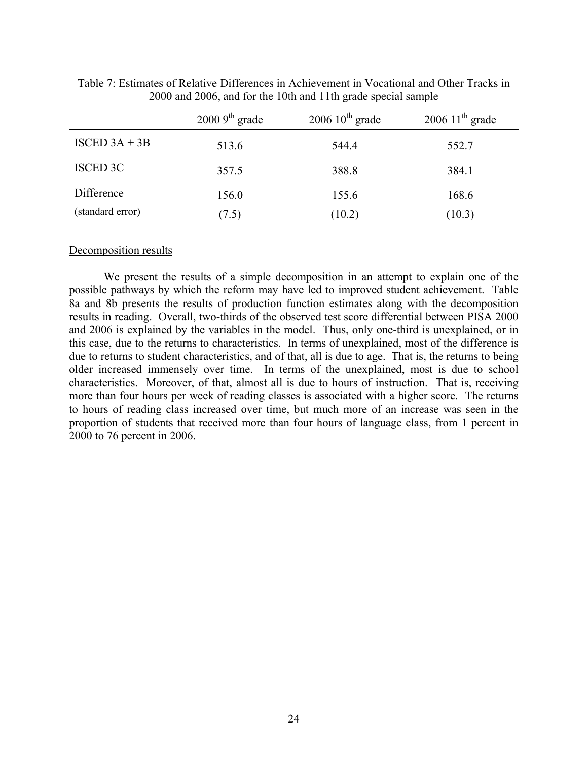Table 7: Estimates of Relative Differences in Achievement in Vocational and Other Tracks in 2000 and 2006, and for the 10th and 11th grade special sample

| | 2000 9th grade | 2006 10th grade | 2006 11th grade |
|---|---|---|---|
| ISCED 3A + 3B | 513.6 | 544.4 | 552.7 |
| ISCED 3C | 357.5 | 388.8 | 384.1 |
| Difference | 156.0 | 155.6 | 168.6 |
| (standard error) | (7.5) | (10.2) | (10.3) |

Decomposition results

We present the results of a simple decomposition in an attempt to explain one of the possible pathways by which the reform may have led to improved student achievement. Table 8a and 8b presents the results of production function estimates along with the decomposition results in reading. Overall, two-thirds of the observed test score differential between PISA 2000 and 2006 is explained by the variables in the model. Thus, only one-third is unexplained, or in this case, due to the returns to characteristics. In terms of unexplained, most of the difference is due to returns to student characteristics, and of that, all is due to age. That is, the returns to being older increased immensely over time. In terms of the unexplained, most is due to school characteristics. Moreover, of that, almost all is due to hours of instruction. That is, receiving more than four hours per week of reading classes is associated with a higher score. The returns to hours of reading class increased over time, but much more of an increase was seen in the proportion of students that received more than four hours of language class, from 1 percent in 2000 to 76 percent in 2006.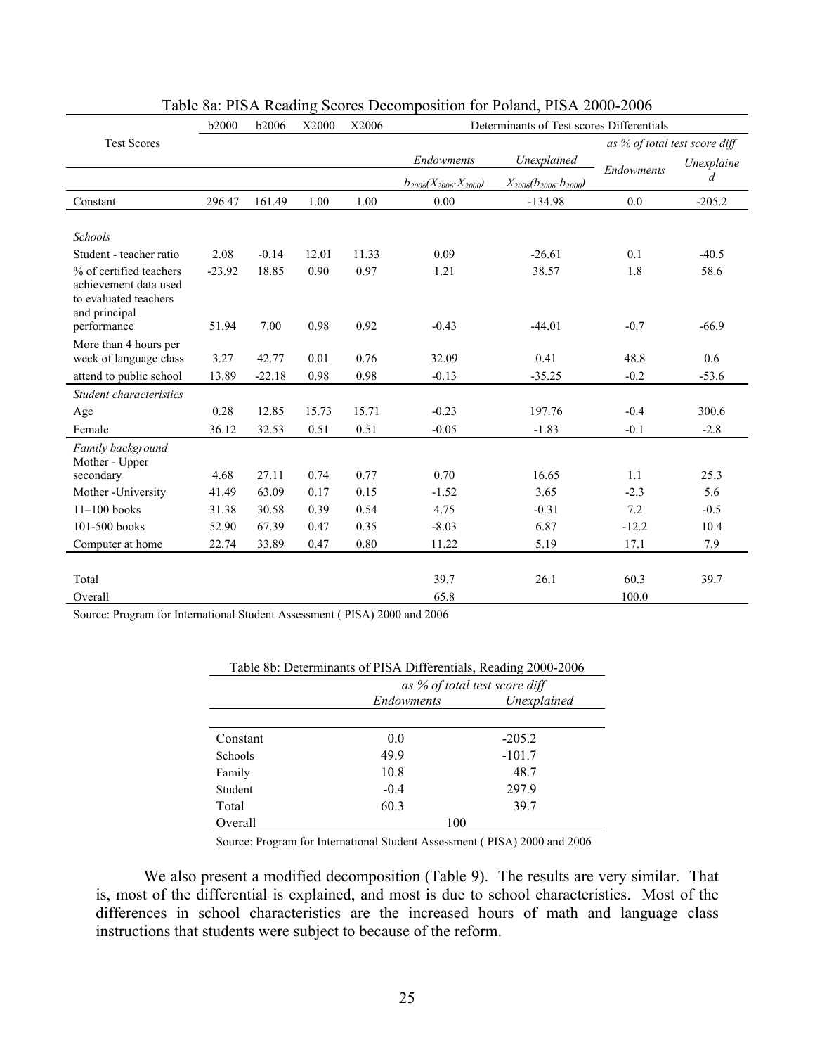Table 8a: PISA Reading Scores Decomposition for Poland, PISA 2000-2006

| Test Scores | b2000 | b2006 | X2000 | X2006 | Determinants of Test scores Differentials | | | |
|---|---|---|---|---|---|---|---|---|
| | | | | | | | *as % of total test score diff* | |
| | | | | | *Endowments* $b_{2006}(X_{2006}-X_{2000})$ | *Unexplained* $X_{2006}(b_{2006}-b_{2000})$ | *Endowments* | *Unexplained* |
| Constant | 296.47 | 161.49 | 1.00 | 1.00 | 0.00 | -134.98 | 0.0 | -205.2 |
| *Schools* | | | | | | | | |
| Student - teacher ratio | 2.08 | -0.14 | 12.01 | 11.33 | 0.09 | -26.61 | 0.1 | -40.5 |
| % of certified teachers | -23.92 | 18.85 | 0.90 | 0.97 | 1.21 | 38.57 | 1.8 | 58.6 |
| achievement data used to evaluated teachers and principal performance | 51.94 | 7.00 | 0.98 | 0.92 | -0.43 | -44.01 | -0.7 | -66.9 |
| More than 4 hours per week of language class | 3.27 | 42.77 | 0.01 | 0.76 | 32.09 | 0.41 | 48.8 | 0.6 |
| attend to public school | 13.89 | -22.18 | 0.98 | 0.98 | -0.13 | -35.25 | -0.2 | -53.6 |
| *Student characteristics* | | | | | | | | |
| Age | 0.28 | 12.85 | 15.73 | 15.71 | -0.23 | 197.76 | -0.4 | 300.6 |
| Female | 36.12 | 32.53 | 0.51 | 0.51 | -0.05 | -1.83 | -0.1 | -2.8 |
| *Family background* | | | | | | | | |
| Mother - Upper secondary | 4.68 | 27.11 | 0.74 | 0.77 | 0.70 | 16.65 | 1.1 | 25.3 |
| Mother -University | 41.49 | 63.09 | 0.17 | 0.15 | -1.52 | 3.65 | -2.3 | 5.6 |
| 11–100 books | 31.38 | 30.58 | 0.39 | 0.54 | 4.75 | -0.31 | 7.2 | -0.5 |
| 101-500 books | 52.90 | 67.39 | 0.47 | 0.35 | -8.03 | 6.87 | -12.2 | 10.4 |
| Computer at home | 22.74 | 33.89 | 0.47 | 0.80 | 11.22 | 5.19 | 17.1 | 7.9 |
| Total | | | | | 39.7 | 26.1 | 60.3 | 39.7 |
| Overall | | | | | 65.8 | | 100.0 | |

Source: Program for International Student Assessment ( PISA) 2000 and 2006

Table 8b: Determinants of PISA Differentials, Reading 2000-2006

| | *as % of total test score diff* | |
|---|---|---|
| | *Endowments* | *Unexplained* |
| Constant | 0.0 | -205.2 |
| Schools | 49.9 | -101.7 |
| Family | 10.8 | 48.7 |
| Student | -0.4 | 297.9 |
| Total | 60.3 | 39.7 |
| Overall | 100 | |

Source: Program for International Student Assessment ( PISA) 2000 and 2006

We also present a modified decomposition (Table 9). The results are very similar. That is, most of the differential is explained, and most is due to school characteristics. Most of the differences in school characteristics are the increased hours of math and language class instructions that students were subject to because of the reform.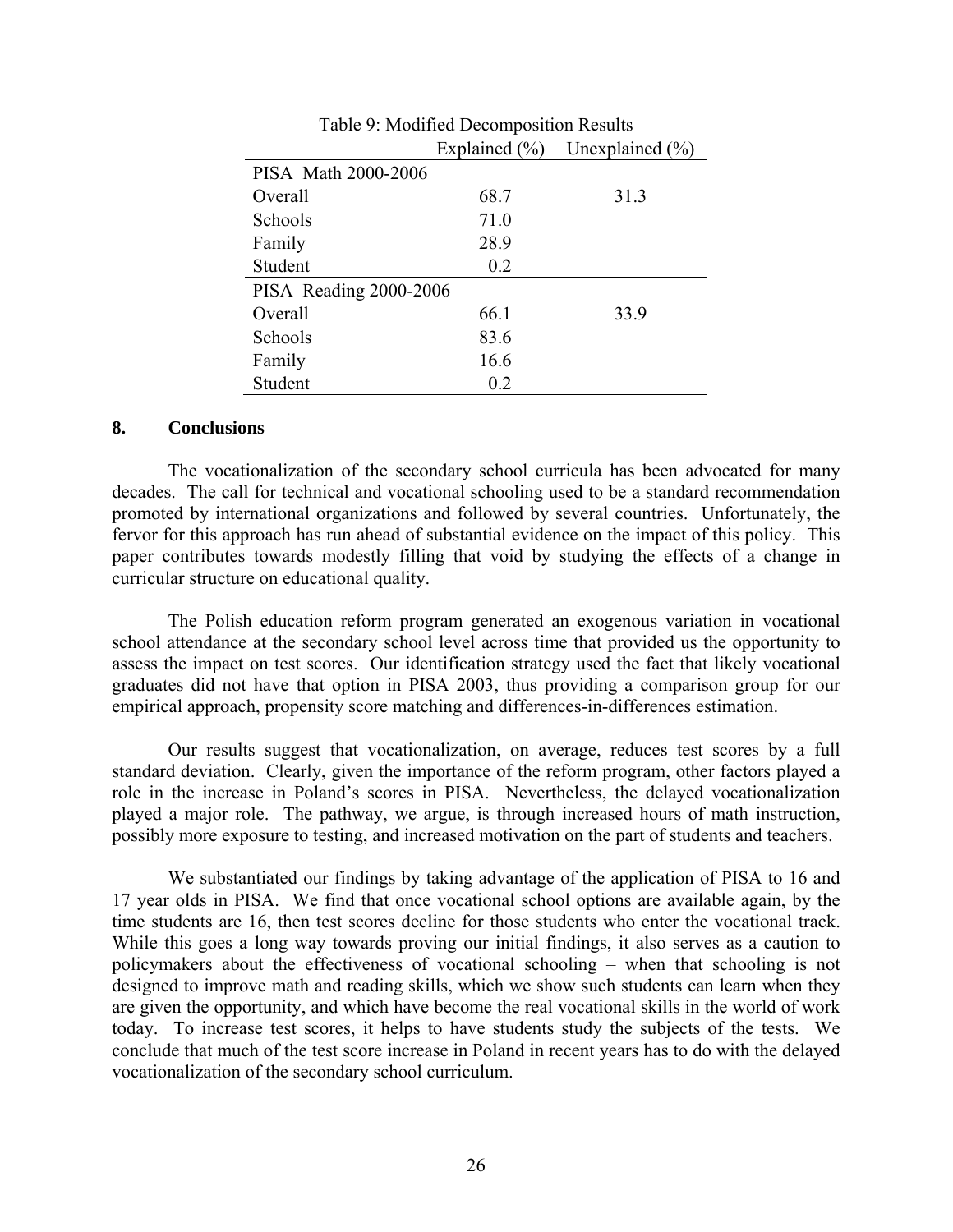Table 9: Modified Decomposition Results

| | Explained (%) | Unexplained (%) |
|---|---|---|
| PISA Math 2000-2006 | | |
| Overall | 68.7 | 31.3 |
| Schools | 71.0 | |
| Family | 28.9 | |
| Student | 0.2 | |
| PISA Reading 2000-2006 | | |
| Overall | 66.1 | 33.9 |
| Schools | 83.6 | |
| Family | 16.6 | |
| Student | 0.2 | |

## 8. Conclusions

The vocationalization of the secondary school curricula has been advocated for many decades. The call for technical and vocational schooling used to be a standard recommendation promoted by international organizations and followed by several countries. Unfortunately, the fervor for this approach has run ahead of substantial evidence on the impact of this policy. This paper contributes towards modestly filling that void by studying the effects of a change in curricular structure on educational quality.

The Polish education reform program generated an exogenous variation in vocational school attendance at the secondary school level across time that provided us the opportunity to assess the impact on test scores. Our identification strategy used the fact that likely vocational graduates did not have that option in PISA 2003, thus providing a comparison group for our empirical approach, propensity score matching and differences-in-differences estimation.

Our results suggest that vocationalization, on average, reduces test scores by a full standard deviation. Clearly, given the importance of the reform program, other factors played a role in the increase in Poland's scores in PISA. Nevertheless, the delayed vocationalization played a major role. The pathway, we argue, is through increased hours of math instruction, possibly more exposure to testing, and increased motivation on the part of students and teachers.

We substantiated our findings by taking advantage of the application of PISA to 16 and 17 year olds in PISA. We find that once vocational school options are available again, by the time students are 16, then test scores decline for those students who enter the vocational track. While this goes a long way towards proving our initial findings, it also serves as a caution to policymakers about the effectiveness of vocational schooling – when that schooling is not designed to improve math and reading skills, which we show such students can learn when they are given the opportunity, and which have become the real vocational skills in the world of work today. To increase test scores, it helps to have students study the subjects of the tests. We conclude that much of the test score increase in Poland in recent years has to do with the delayed vocationalization of the secondary school curriculum.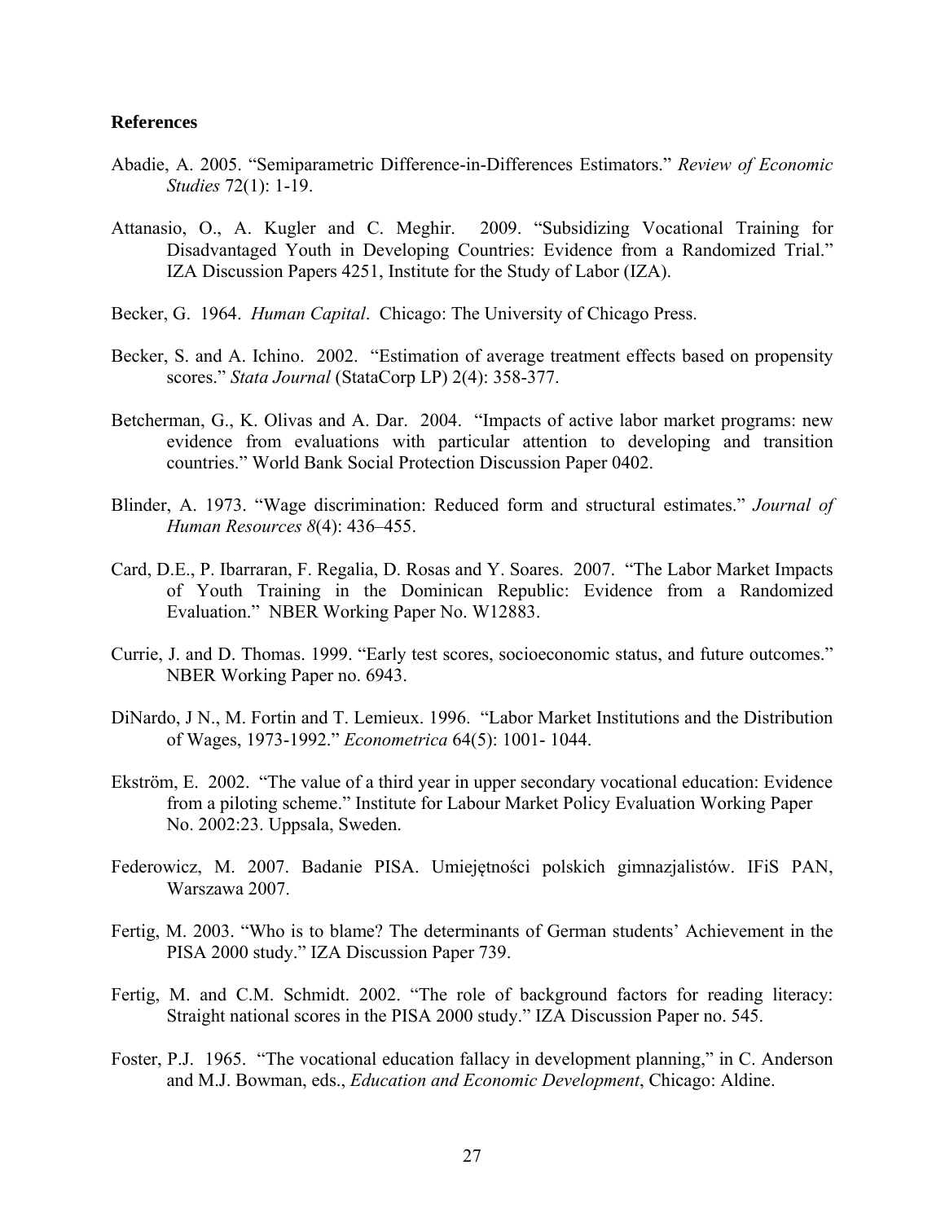## References

Abadie, A. 2005. "Semiparametric Difference-in-Differences Estimators." *Review of Economic Studies* 72(1): 1-19.

Attanasio, O., A. Kugler and C. Meghir. 2009. "Subsidizing Vocational Training for Disadvantaged Youth in Developing Countries: Evidence from a Randomized Trial." IZA Discussion Papers 4251, Institute for the Study of Labor (IZA).

Becker, G. 1964. *Human Capital*. Chicago: The University of Chicago Press.

Becker, S. and A. Ichino. 2002. "Estimation of average treatment effects based on propensity scores." *Stata Journal* (StataCorp LP) 2(4): 358-377.

Betcherman, G., K. Olivas and A. Dar. 2004. "Impacts of active labor market programs: new evidence from evaluations with particular attention to developing and transition countries." World Bank Social Protection Discussion Paper 0402.

Blinder, A. 1973. "Wage discrimination: Reduced form and structural estimates." *Journal of Human Resources 8*(4): 436–455.

Card, D.E., P. Ibarraran, F. Regalia, D. Rosas and Y. Soares. 2007. "The Labor Market Impacts of Youth Training in the Dominican Republic: Evidence from a Randomized Evaluation." NBER Working Paper No. W12883.

Currie, J. and D. Thomas. 1999. "Early test scores, socioeconomic status, and future outcomes." NBER Working Paper no. 6943.

DiNardo, J N., M. Fortin and T. Lemieux. 1996. "Labor Market Institutions and the Distribution of Wages, 1973-1992." *Econometrica* 64(5): 1001- 1044.

Ekström, E. 2002. "The value of a third year in upper secondary vocational education: Evidence from a piloting scheme." Institute for Labour Market Policy Evaluation Working Paper No. 2002:23. Uppsala, Sweden.

Federowicz, M. 2007. Badanie PISA. Umiejętności polskich gimnazjalistów. IFiS PAN, Warszawa 2007.

Fertig, M. 2003. "Who is to blame? The determinants of German students' Achievement in the PISA 2000 study." IZA Discussion Paper 739.

Fertig, M. and C.M. Schmidt. 2002. "The role of background factors for reading literacy: Straight national scores in the PISA 2000 study." IZA Discussion Paper no. 545.

Foster, P.J. 1965. "The vocational education fallacy in development planning," in C. Anderson and M.J. Bowman, eds., *Education and Economic Development*, Chicago: Aldine.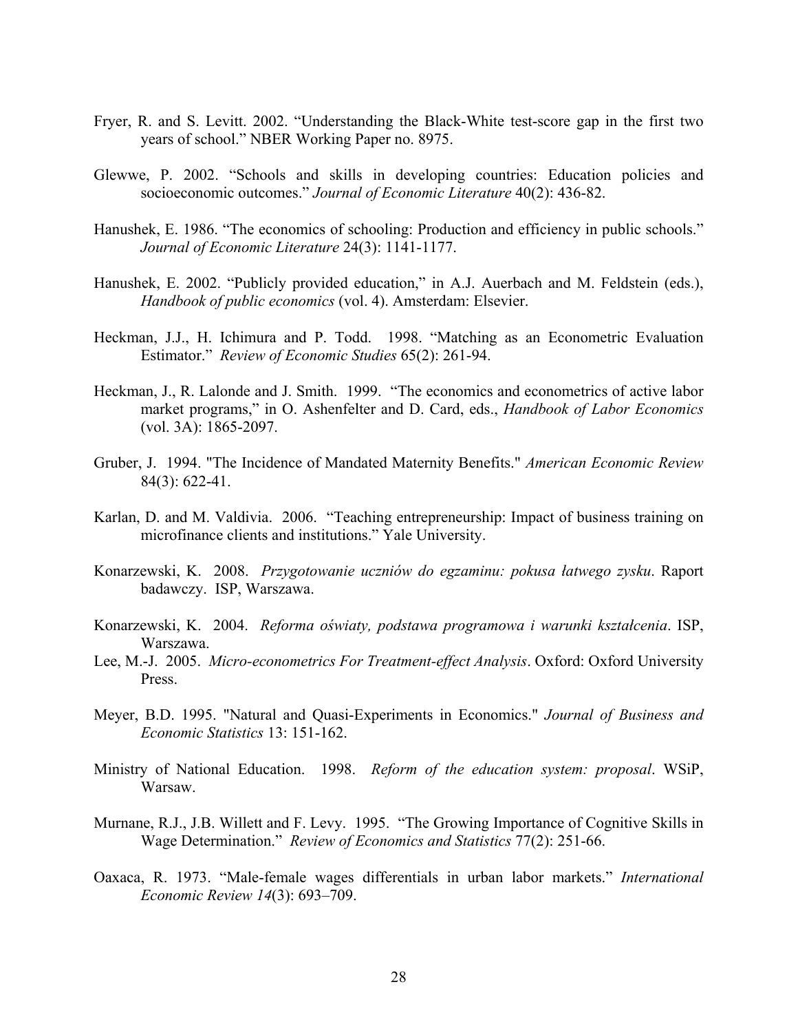Fryer, R. and S. Levitt. 2002. "Understanding the Black-White test-score gap in the first two years of school." NBER Working Paper no. 8975.

Glewwe, P. 2002. "Schools and skills in developing countries: Education policies and socioeconomic outcomes." *Journal of Economic Literature* 40(2): 436-82.

Hanushek, E. 1986. "The economics of schooling: Production and efficiency in public schools." *Journal of Economic Literature* 24(3): 1141-1177.

Hanushek, E. 2002. "Publicly provided education," in A.J. Auerbach and M. Feldstein (eds.), *Handbook of public economics* (vol. 4). Amsterdam: Elsevier.

Heckman, J.J., H. Ichimura and P. Todd. 1998. "Matching as an Econometric Evaluation Estimator." *Review of Economic Studies* 65(2): 261-94.

Heckman, J., R. Lalonde and J. Smith. 1999. "The economics and econometrics of active labor market programs," in O. Ashenfelter and D. Card, eds., *Handbook of Labor Economics* (vol. 3A): 1865-2097.

Gruber, J. 1994. "The Incidence of Mandated Maternity Benefits." *American Economic Review* 84(3): 622-41.

Karlan, D. and M. Valdivia. 2006. "Teaching entrepreneurship: Impact of business training on microfinance clients and institutions." Yale University.

Konarzewski, K. 2008. *Przygotowanie uczniów do egzaminu: pokusa łatwego zysku*. Raport badawczy. ISP, Warszawa.

Konarzewski, K. 2004. *Reforma oświaty, podstawa programowa i warunki kształcenia*. ISP, Warszawa.

Lee, M.-J. 2005. *Micro-econometrics For Treatment-effect Analysis*. Oxford: Oxford University Press.

Meyer, B.D. 1995. "Natural and Quasi-Experiments in Economics." *Journal of Business and Economic Statistics* 13: 151-162.

Ministry of National Education. 1998. *Reform of the education system: proposal*. WSiP, Warsaw.

Murnane, R.J., J.B. Willett and F. Levy. 1995. "The Growing Importance of Cognitive Skills in Wage Determination." *Review of Economics and Statistics* 77(2): 251-66.

Oaxaca, R. 1973. "Male-female wages differentials in urban labor markets." *International Economic Review 14*(3): 693–709.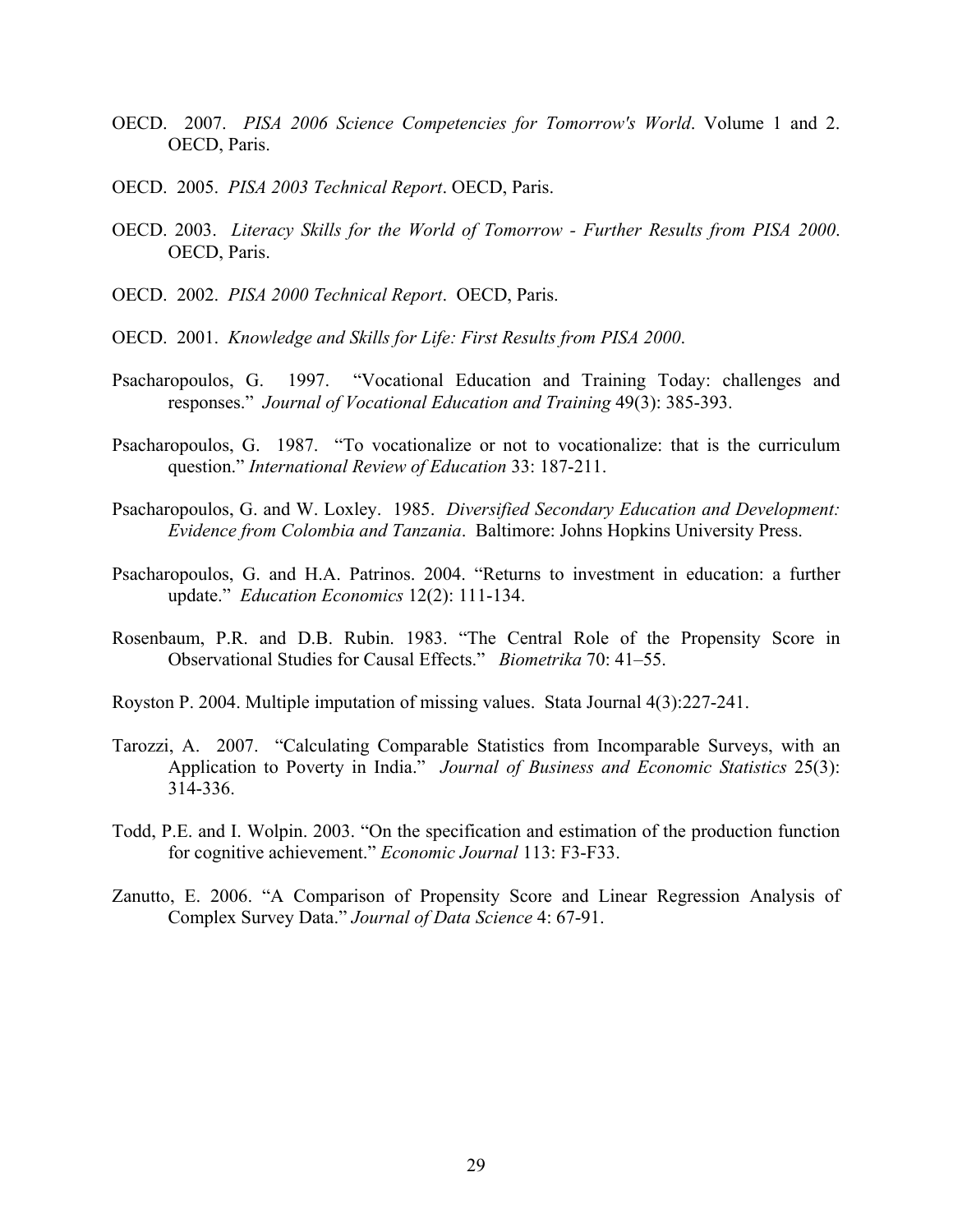OECD. 2007. *PISA 2006 Science Competencies for Tomorrow's World*. Volume 1 and 2. OECD, Paris.

OECD. 2005. *PISA 2003 Technical Report*. OECD, Paris.

OECD. 2003. *Literacy Skills for the World of Tomorrow - Further Results from PISA 2000*. OECD, Paris.

OECD. 2002. *PISA 2000 Technical Report*. OECD, Paris.

OECD. 2001. *Knowledge and Skills for Life: First Results from PISA 2000*.

Psacharopoulos, G. 1997. "Vocational Education and Training Today: challenges and responses." *Journal of Vocational Education and Training* 49(3): 385-393.

Psacharopoulos, G. 1987. "To vocationalize or not to vocationalize: that is the curriculum question." *International Review of Education* 33: 187-211.

Psacharopoulos, G. and W. Loxley. 1985. *Diversified Secondary Education and Development: Evidence from Colombia and Tanzania*. Baltimore: Johns Hopkins University Press.

Psacharopoulos, G. and H.A. Patrinos. 2004. "Returns to investment in education: a further update." *Education Economics* 12(2): 111-134.

Rosenbaum, P.R. and D.B. Rubin. 1983. "The Central Role of the Propensity Score in Observational Studies for Causal Effects." *Biometrika* 70: 41–55.

Royston P. 2004. Multiple imputation of missing values. Stata Journal 4(3):227-241.

Tarozzi, A. 2007. "Calculating Comparable Statistics from Incomparable Surveys, with an Application to Poverty in India." *Journal of Business and Economic Statistics* 25(3): 314-336.

Todd, P.E. and I. Wolpin. 2003. "On the specification and estimation of the production function for cognitive achievement." *Economic Journal* 113: F3-F33.

Zanutto, E. 2006. "A Comparison of Propensity Score and Linear Regression Analysis of Complex Survey Data." *Journal of Data Science* 4: 67-91.